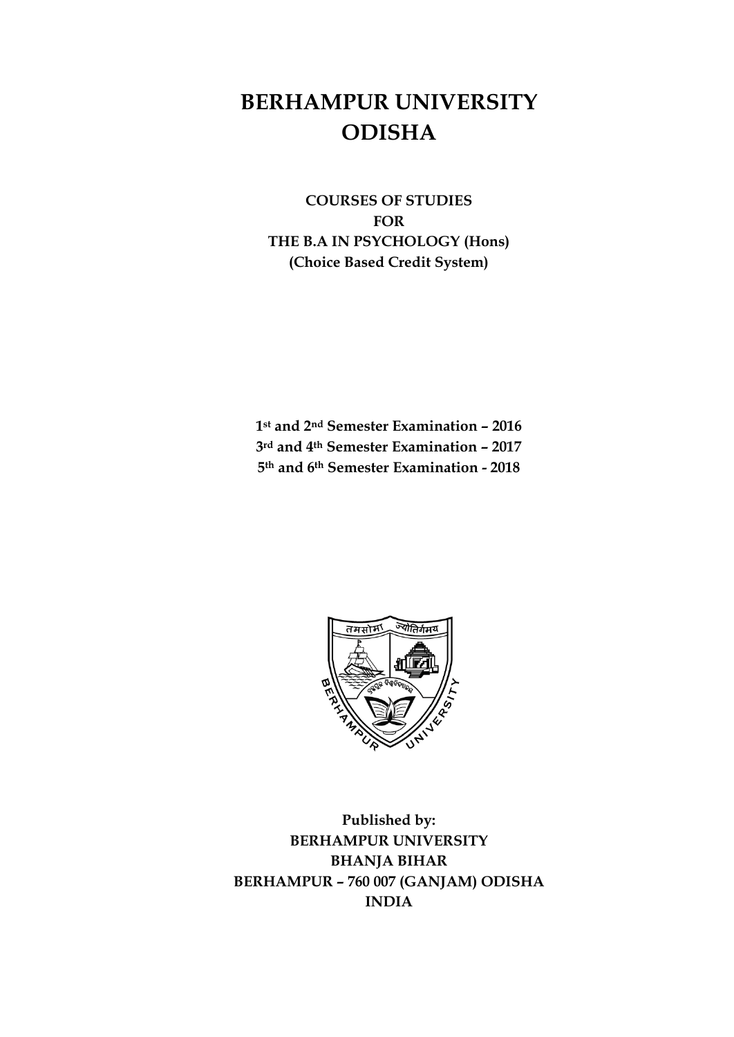# BERHAMPUR UNIVERSITY
# ODISHA

**COURSES OF STUDIES**
**FOR**
**THE B.A IN PSYCHOLOGY (Hons)**
**(Choice Based Credit System)**

**1st and 2nd Semester Examination – 2016**
**3rd and 4th Semester Examination – 2017**
**5th and 6th Semester Examination - 2018**

**Published by:**
**BERHAMPUR UNIVERSITY**
**BHANJA BIHAR**
**BERHAMPUR – 760 007 (GANJAM) ODISHA**
**INDIA**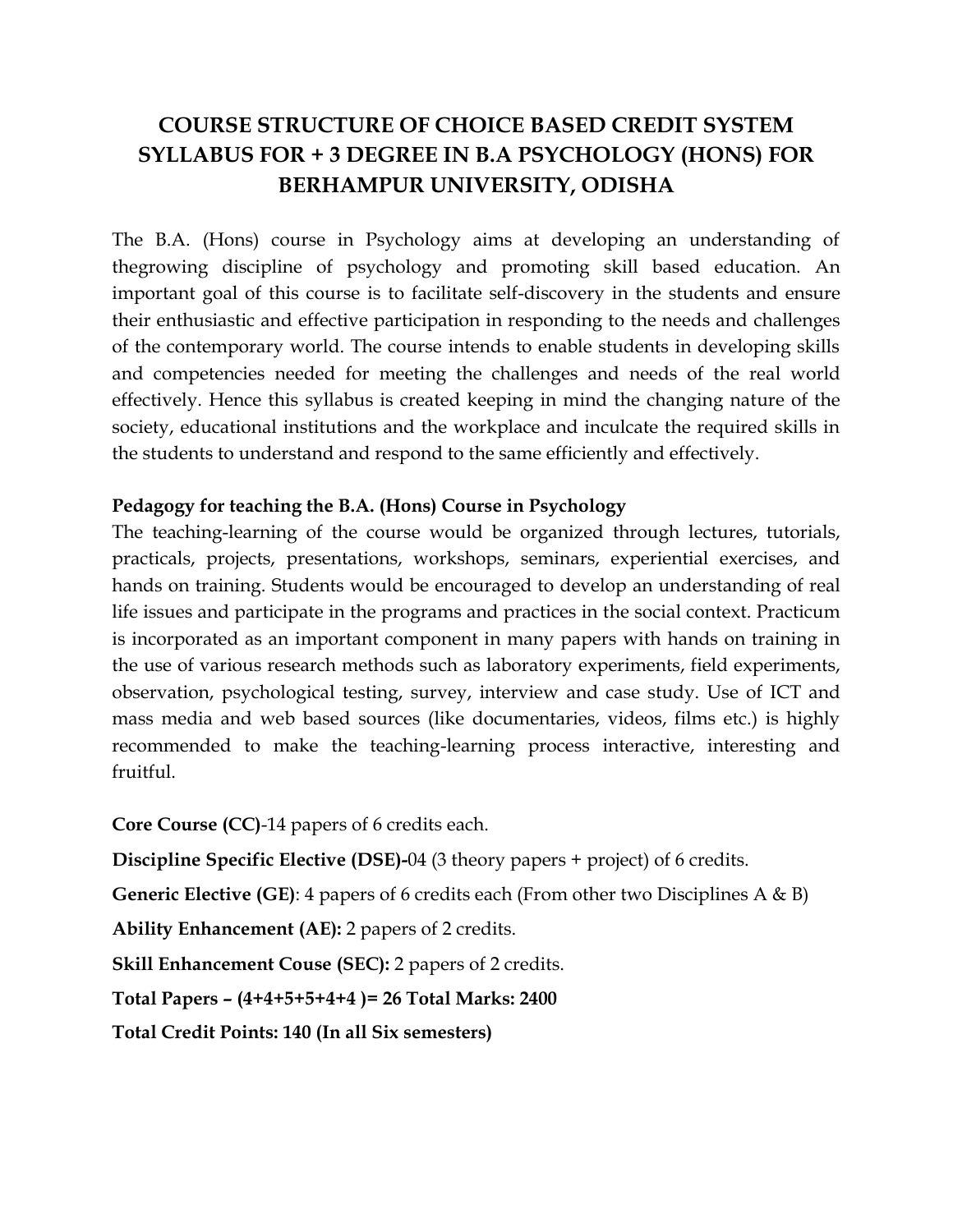# COURSE STRUCTURE OF CHOICE BASED CREDIT SYSTEM SYLLABUS FOR + 3 DEGREE IN B.A PSYCHOLOGY (HONS) FOR BERHAMPUR UNIVERSITY, ODISHA

The B.A. (Hons) course in Psychology aims at developing an understanding of thegrowing discipline of psychology and promoting skill based education. An important goal of this course is to facilitate self-discovery in the students and ensure their enthusiastic and effective participation in responding to the needs and challenges of the contemporary world. The course intends to enable students in developing skills and competencies needed for meeting the challenges and needs of the real world effectively. Hence this syllabus is created keeping in mind the changing nature of the society, educational institutions and the workplace and inculcate the required skills in the students to understand and respond to the same efficiently and effectively.

**Pedagogy for teaching the B.A. (Hons) Course in Psychology**

The teaching-learning of the course would be organized through lectures, tutorials, practicals, projects, presentations, workshops, seminars, experiential exercises, and hands on training. Students would be encouraged to develop an understanding of real life issues and participate in the programs and practices in the social context. Practicum is incorporated as an important component in many papers with hands on training in the use of various research methods such as laboratory experiments, field experiments, observation, psychological testing, survey, interview and case study. Use of ICT and mass media and web based sources (like documentaries, videos, films etc.) is highly recommended to make the teaching-learning process interactive, interesting and fruitful.

**Core Course (CC)**-14 papers of 6 credits each.

**Discipline Specific Elective (DSE)-**04 (3 theory papers + project) of 6 credits.

**Generic Elective (GE)**: 4 papers of 6 credits each (From other two Disciplines A & B)

**Ability Enhancement (AE):** 2 papers of 2 credits.

**Skill Enhancement Couse (SEC):** 2 papers of 2 credits.

**Total Papers – (4+4+5+5+4+4 )= 26 Total Marks: 2400**

**Total Credit Points: 140 (In all Six semesters)**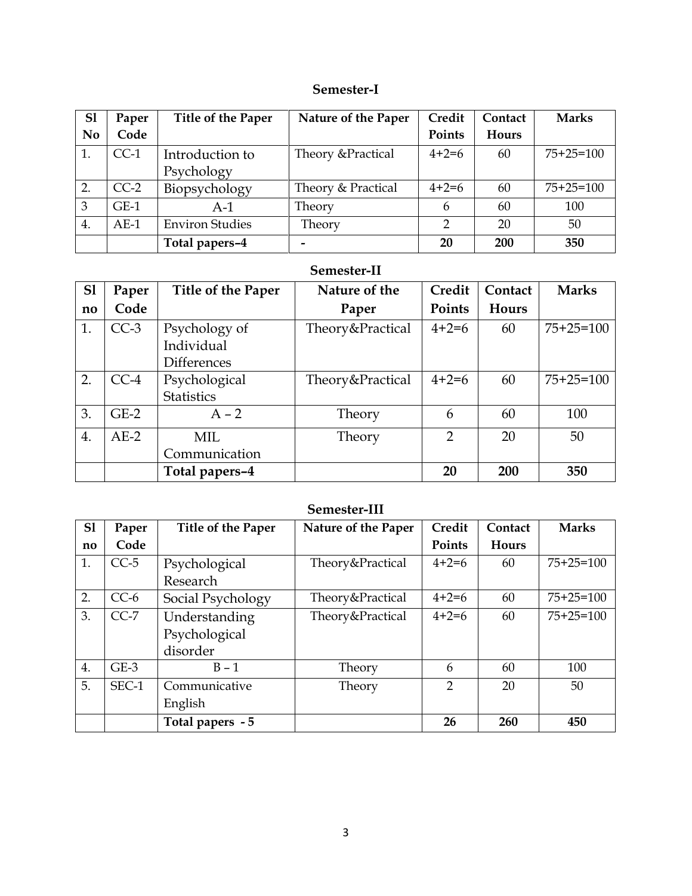## Semester-I

| Sl No | Paper Code | Title of the Paper | Nature of the Paper | Credit Points | Contact Hours | Marks |
|---|---|---|---|---|---|---|
| 1. | CC-1 | Introduction to Psychology | Theory &Practical | 4+2=6 | 60 | 75+25=100 |
| 2. | CC-2 | Biopsychology | Theory & Practical | 4+2=6 | 60 | 75+25=100 |
| 3 | GE-1 | A-1 | Theory | 6 | 60 | 100 |
| 4. | AE-1 | Environ Studies | Theory | 2 | 20 | 50 |
| | | **Total papers–4** | **-** | **20** | **200** | **350** |

## Semester-II

| Sl no | Paper Code | Title of the Paper | Nature of the Paper | Credit Points | Contact Hours | Marks |
|---|---|---|---|---|---|---|
| 1. | CC-3 | Psychology of Individual Differences | Theory&Practical | 4+2=6 | 60 | 75+25=100 |
| 2. | CC-4 | Psychological Statistics | Theory&Practical | 4+2=6 | 60 | 75+25=100 |
| 3. | GE-2 | A – 2 | Theory | 6 | 60 | 100 |
| 4. | AE-2 | MIL Communication | Theory | 2 | 20 | 50 |
| | | **Total papers–4** | | **20** | **200** | **350** |

## Semester-III

| Sl no | Paper Code | Title of the Paper | Nature of the Paper | Credit Points | Contact Hours | Marks |
|---|---|---|---|---|---|---|
| 1. | CC-5 | Psychological Research | Theory&Practical | 4+2=6 | 60 | 75+25=100 |
| 2. | CC-6 | Social Psychology | Theory&Practical | 4+2=6 | 60 | 75+25=100 |
| 3. | CC-7 | Understanding Psychological disorder | Theory&Practical | 4+2=6 | 60 | 75+25=100 |
| 4. | GE-3 | B – 1 | Theory | 6 | 60 | 100 |
| 5. | SEC-1 | Communicative English | Theory | 2 | 20 | 50 |
| | | **Total papers - 5** | | **26** | **260** | **450** |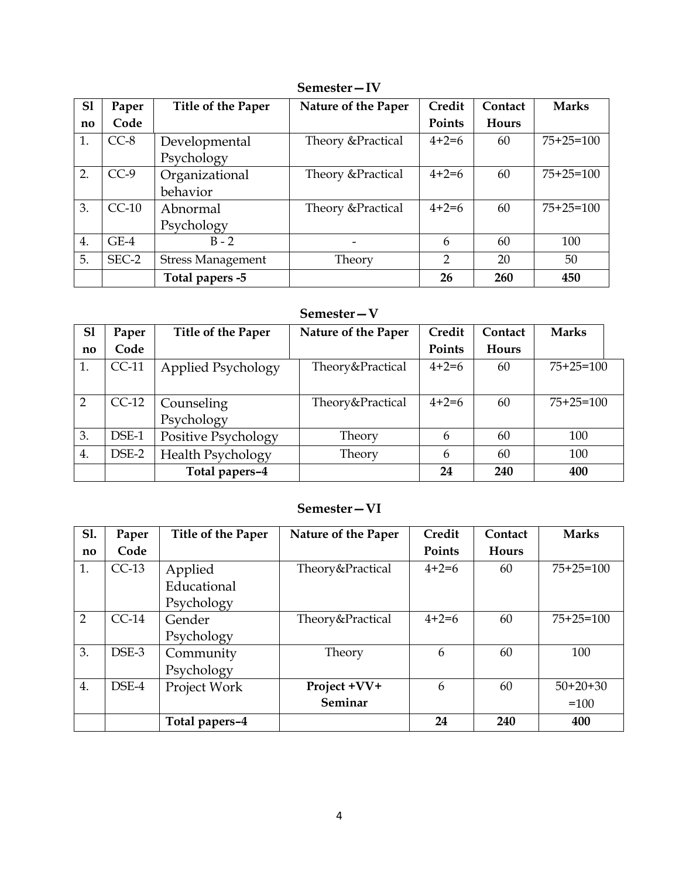**Semester—IV**

| Sl no | Paper Code | Title of the Paper | Nature of the Paper | Credit Points | Contact Hours | Marks |
|---|---|---|---|---|---|---|
| 1. | CC-8 | Developmental Psychology | Theory &Practical | 4+2=6 | 60 | 75+25=100 |
| 2. | CC-9 | Organizational behavior | Theory &Practical | 4+2=6 | 60 | 75+25=100 |
| 3. | CC-10 | Abnormal Psychology | Theory &Practical | 4+2=6 | 60 | 75+25=100 |
| 4. | GE-4 | B - 2 | - | 6 | 60 | 100 |
| 5. | SEC-2 | Stress Management | Theory | 2 | 20 | 50 |
| | | **Total papers -5** | | **26** | **260** | **450** |

**Semester—V**

| Sl no | Paper Code | Title of the Paper | Nature of the Paper | Credit Points | Contact Hours | Marks |
|---|---|---|---|---|---|---|
| 1. | CC-11 | Applied Psychology | Theory&Practical | 4+2=6 | 60 | 75+25=100 |
| 2 | CC-12 | Counseling Psychology | Theory&Practical | 4+2=6 | 60 | 75+25=100 |
| 3. | DSE-1 | Positive Psychology | Theory | 6 | 60 | 100 |
| 4. | DSE-2 | Health Psychology | Theory | 6 | 60 | 100 |
| | | **Total papers–4** | | **24** | **240** | **400** |

**Semester—VI**

| Sl. no | Paper Code | Title of the Paper | Nature of the Paper | Credit Points | Contact Hours | Marks |
|---|---|---|---|---|---|---|
| 1. | CC-13 | Applied Educational Psychology | Theory&Practical | 4+2=6 | 60 | 75+25=100 |
| 2 | CC-14 | Gender Psychology | Theory&Practical | 4+2=6 | 60 | 75+25=100 |
| 3. | DSE-3 | Community Psychology | Theory | 6 | 60 | 100 |
| 4. | DSE-4 | Project Work | **Project +VV+ Seminar** | 6 | 60 | 50+20+30 =100 |
| | | **Total papers–4** | | **24** | **240** | **400** |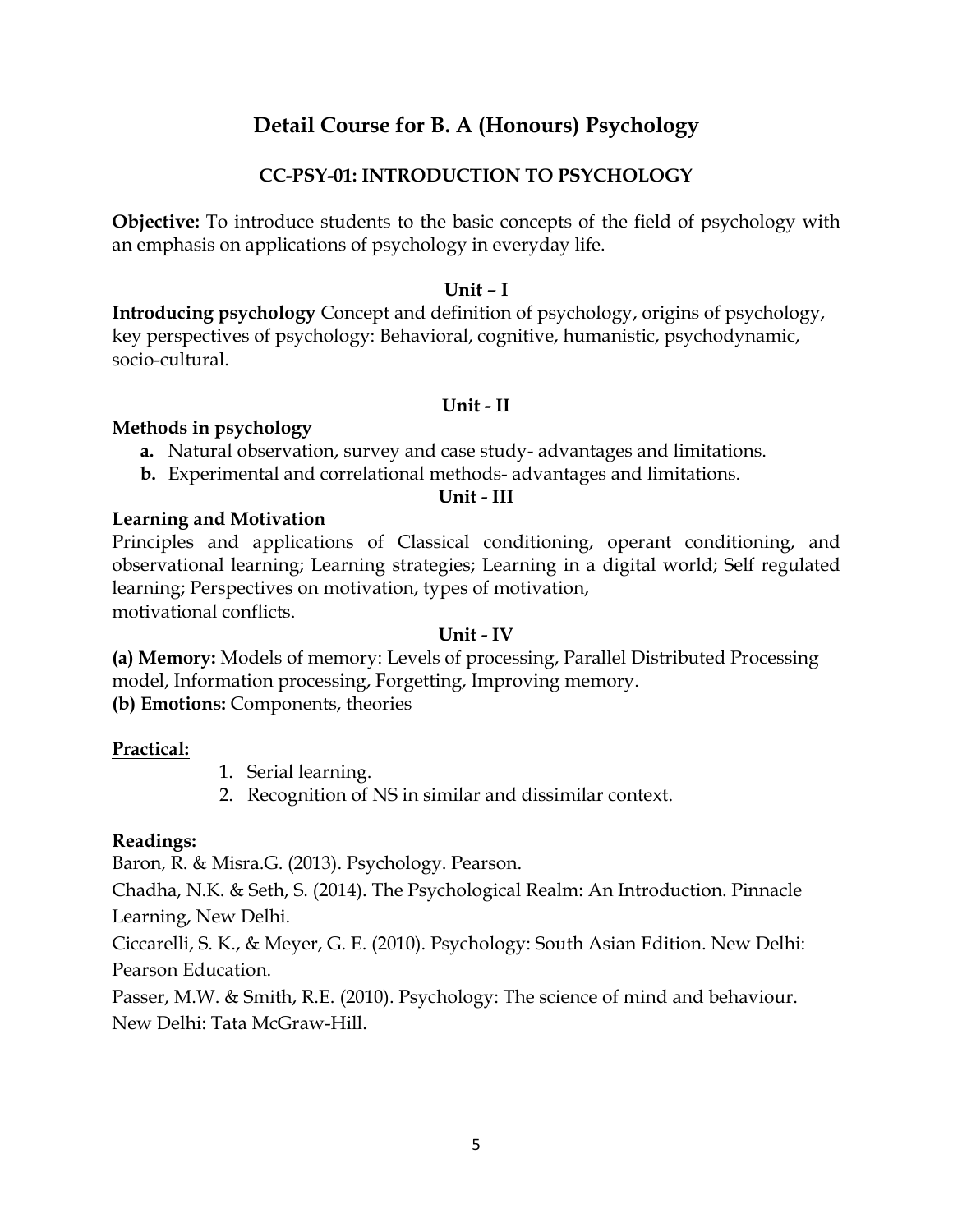# Detail Course for B. A (Honours) Psychology

## CC-PSY-01: INTRODUCTION TO PSYCHOLOGY

**Objective:** To introduce students to the basic concepts of the field of psychology with an emphasis on applications of psychology in everyday life.

### Unit – I

**Introducing psychology** Concept and definition of psychology, origins of psychology, key perspectives of psychology: Behavioral, cognitive, humanistic, psychodynamic, socio-cultural.

### Unit - II

**Methods in psychology**

- **a.** Natural observation, survey and case study- advantages and limitations.
- **b.** Experimental and correlational methods- advantages and limitations.

### Unit - III

**Learning and Motivation**

Principles and applications of Classical conditioning, operant conditioning, and observational learning; Learning strategies; Learning in a digital world; Self regulated learning; Perspectives on motivation, types of motivation, motivational conflicts.

### Unit - IV

**(a) Memory:** Models of memory: Levels of processing, Parallel Distributed Processing model, Information processing, Forgetting, Improving memory.

**(b) Emotions:** Components, theories

**Practical:**

1. Serial learning.
2. Recognition of NS in similar and dissimilar context.

**Readings:**

Baron, R. & Misra.G. (2013). Psychology. Pearson.

Chadha, N.K. & Seth, S. (2014). The Psychological Realm: An Introduction. Pinnacle Learning, New Delhi.

Ciccarelli, S. K., & Meyer, G. E. (2010). Psychology: South Asian Edition. New Delhi: Pearson Education.

Passer, M.W. & Smith, R.E. (2010). Psychology: The science of mind and behaviour. New Delhi: Tata McGraw-Hill.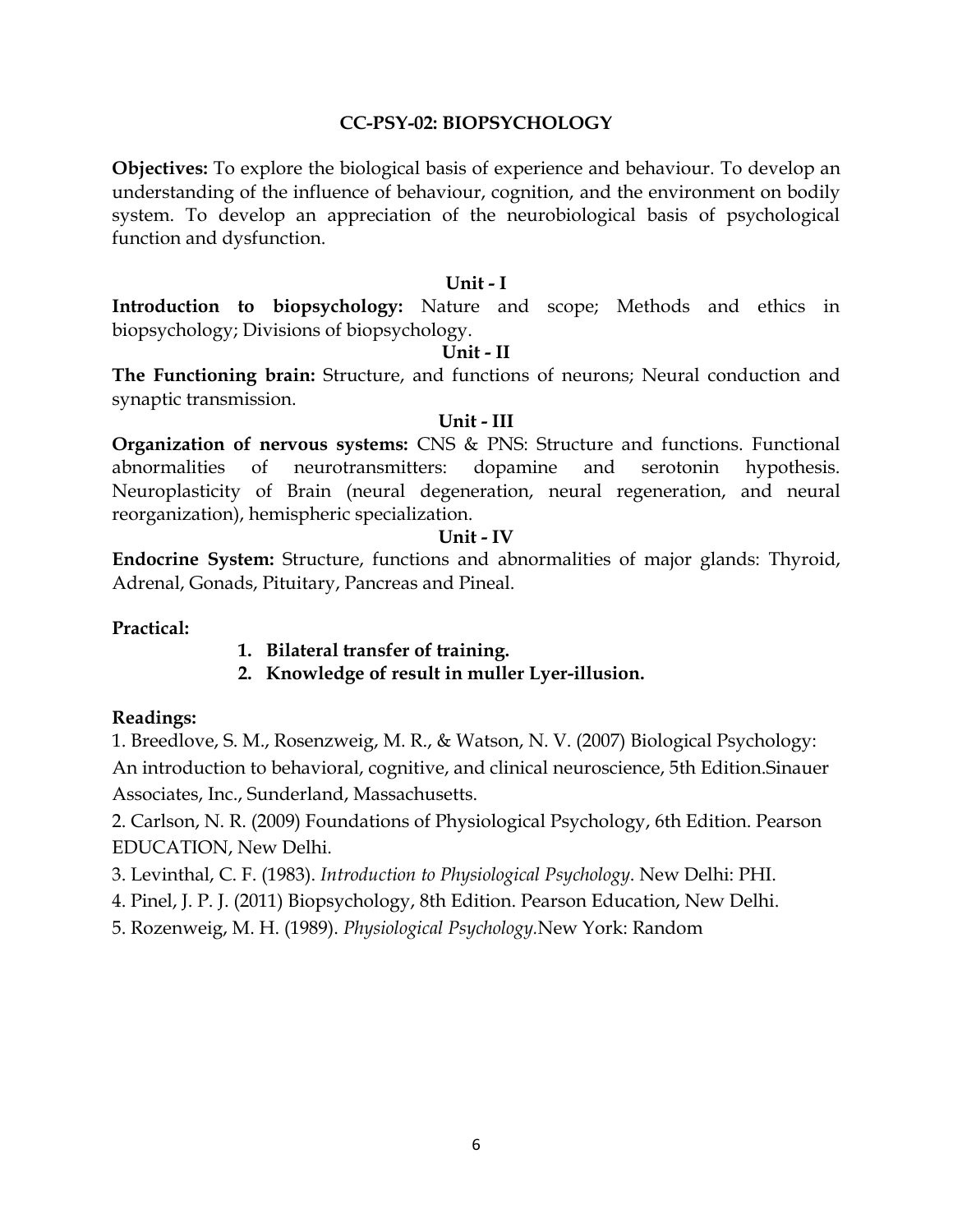## CC-PSY-02: BIOPSYCHOLOGY

**Objectives:** To explore the biological basis of experience and behaviour. To develop an understanding of the influence of behaviour, cognition, and the environment on bodily system. To develop an appreciation of the neurobiological basis of psychological function and dysfunction.

### Unit - I

**Introduction to biopsychology:** Nature and scope; Methods and ethics in biopsychology; Divisions of biopsychology.

### Unit - II

**The Functioning brain:** Structure, and functions of neurons; Neural conduction and synaptic transmission.

### Unit - III

**Organization of nervous systems:** CNS & PNS: Structure and functions. Functional abnormalities of neurotransmitters: dopamine and serotonin hypothesis. Neuroplasticity of Brain (neural degeneration, neural regeneration, and neural reorganization), hemispheric specialization.

### Unit - IV

**Endocrine System:** Structure, functions and abnormalities of major glands: Thyroid, Adrenal, Gonads, Pituitary, Pancreas and Pineal.

**Practical:**

1. **Bilateral transfer of training.**
2. **Knowledge of result in muller Lyer-illusion.**

**Readings:**

1. Breedlove, S. M., Rosenzweig, M. R., & Watson, N. V. (2007) Biological Psychology: An introduction to behavioral, cognitive, and clinical neuroscience, 5th Edition.Sinauer Associates, Inc., Sunderland, Massachusetts.
2. Carlson, N. R. (2009) Foundations of Physiological Psychology, 6th Edition. Pearson EDUCATION, New Delhi.
3. Levinthal, C. F. (1983). *Introduction to Physiological Psychology*. New Delhi: PHI.
4. Pinel, J. P. J. (2011) Biopsychology, 8th Edition. Pearson Education, New Delhi.
5. Rozenweig, M. H. (1989). *Physiological Psychology.*New York: Random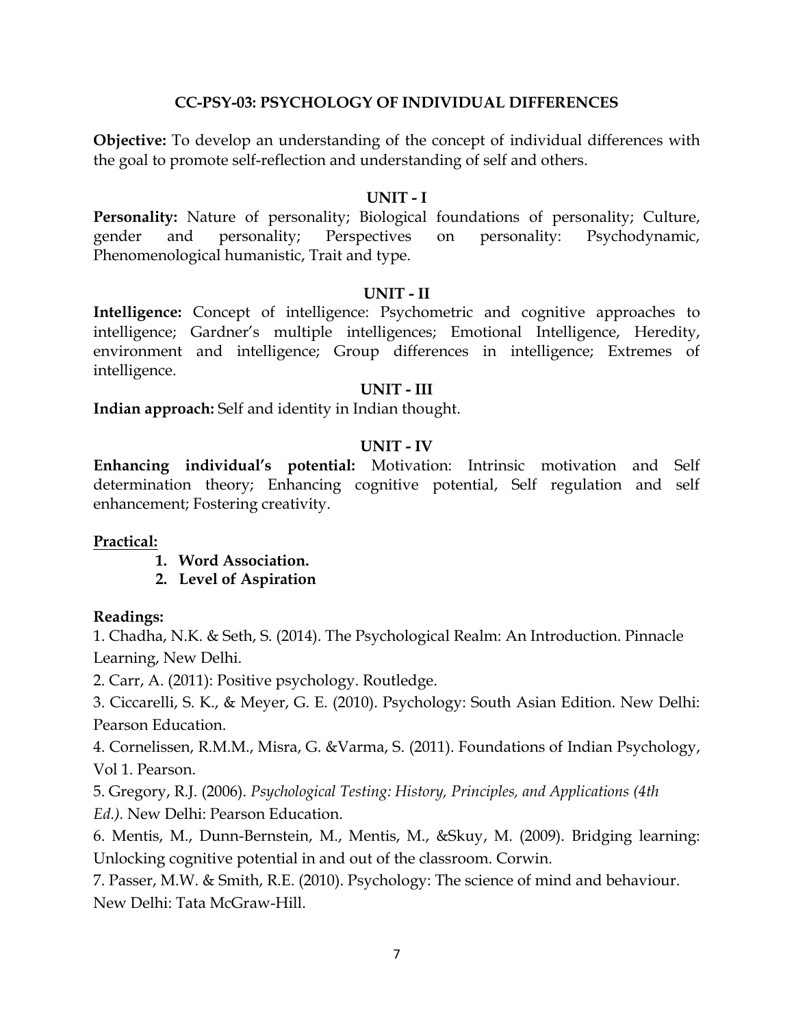## CC-PSY-03: PSYCHOLOGY OF INDIVIDUAL DIFFERENCES

**Objective:** To develop an understanding of the concept of individual differences with the goal to promote self-reflection and understanding of self and others.

### UNIT - I

**Personality:** Nature of personality; Biological foundations of personality; Culture, gender and personality; Perspectives on personality: Psychodynamic, Phenomenological humanistic, Trait and type.

### UNIT - II

**Intelligence:** Concept of intelligence: Psychometric and cognitive approaches to intelligence; Gardner's multiple intelligences; Emotional Intelligence, Heredity, environment and intelligence; Group differences in intelligence; Extremes of intelligence.

### UNIT - III

**Indian approach:** Self and identity in Indian thought.

### UNIT - IV

**Enhancing individual's potential:** Motivation: Intrinsic motivation and Self determination theory; Enhancing cognitive potential, Self regulation and self enhancement; Fostering creativity.

**Practical:**

1. **Word Association.**
2. **Level of Aspiration**

**Readings:**

1. Chadha, N.K. & Seth, S. (2014). The Psychological Realm: An Introduction. Pinnacle Learning, New Delhi.
2. Carr, A. (2011): Positive psychology. Routledge.
3. Ciccarelli, S. K., & Meyer, G. E. (2010). Psychology: South Asian Edition. New Delhi: Pearson Education.
4. Cornelissen, R.M.M., Misra, G. &Varma, S. (2011). Foundations of Indian Psychology, Vol 1. Pearson.
5. Gregory, R.J. (2006). *Psychological Testing: History, Principles, and Applications (4th Ed.).* New Delhi: Pearson Education.
6. Mentis, M., Dunn-Bernstein, M., Mentis, M., &Skuy, M. (2009). Bridging learning: Unlocking cognitive potential in and out of the classroom. Corwin.
7. Passer, M.W. & Smith, R.E. (2010). Psychology: The science of mind and behaviour. New Delhi: Tata McGraw-Hill.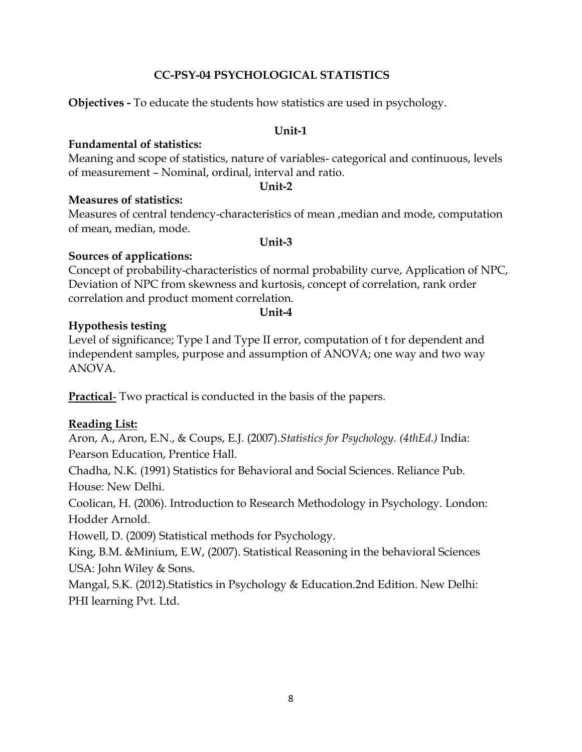## CC-PSY-04 PSYCHOLOGICAL STATISTICS

**Objectives -** To educate the students how statistics are used in psychology.

### Unit-1

**Fundamental of statistics:**

Meaning and scope of statistics, nature of variables- categorical and continuous, levels of measurement – Nominal, ordinal, interval and ratio.

### Unit-2

**Measures of statistics:**

Measures of central tendency-characteristics of mean ,median and mode, computation of mean, median, mode.

### Unit-3

**Sources of applications:**

Concept of probability-characteristics of normal probability curve, Application of NPC, Deviation of NPC from skewness and kurtosis, concept of correlation, rank order correlation and product moment correlation.

### Unit-4

**Hypothesis testing**

Level of significance; Type I and Type II error, computation of t for dependent and independent samples, purpose and assumption of ANOVA; one way and two way ANOVA.

**Practical**- Two practical is conducted in the basis of the papers.

**Reading List:**

Aron, A., Aron, E.N., & Coups, E.J. (2007).*Statistics for Psychology. (4thEd.)* India: Pearson Education, Prentice Hall.

Chadha, N.K. (1991) Statistics for Behavioral and Social Sciences. Reliance Pub. House: New Delhi.

Coolican, H. (2006). Introduction to Research Methodology in Psychology. London: Hodder Arnold.

Howell, D. (2009) Statistical methods for Psychology.

King, B.M. &Minium, E.W, (2007). Statistical Reasoning in the behavioral Sciences USA: John Wiley & Sons.

Mangal, S.K. (2012).Statistics in Psychology & Education.2nd Edition. New Delhi: PHI learning Pvt. Ltd.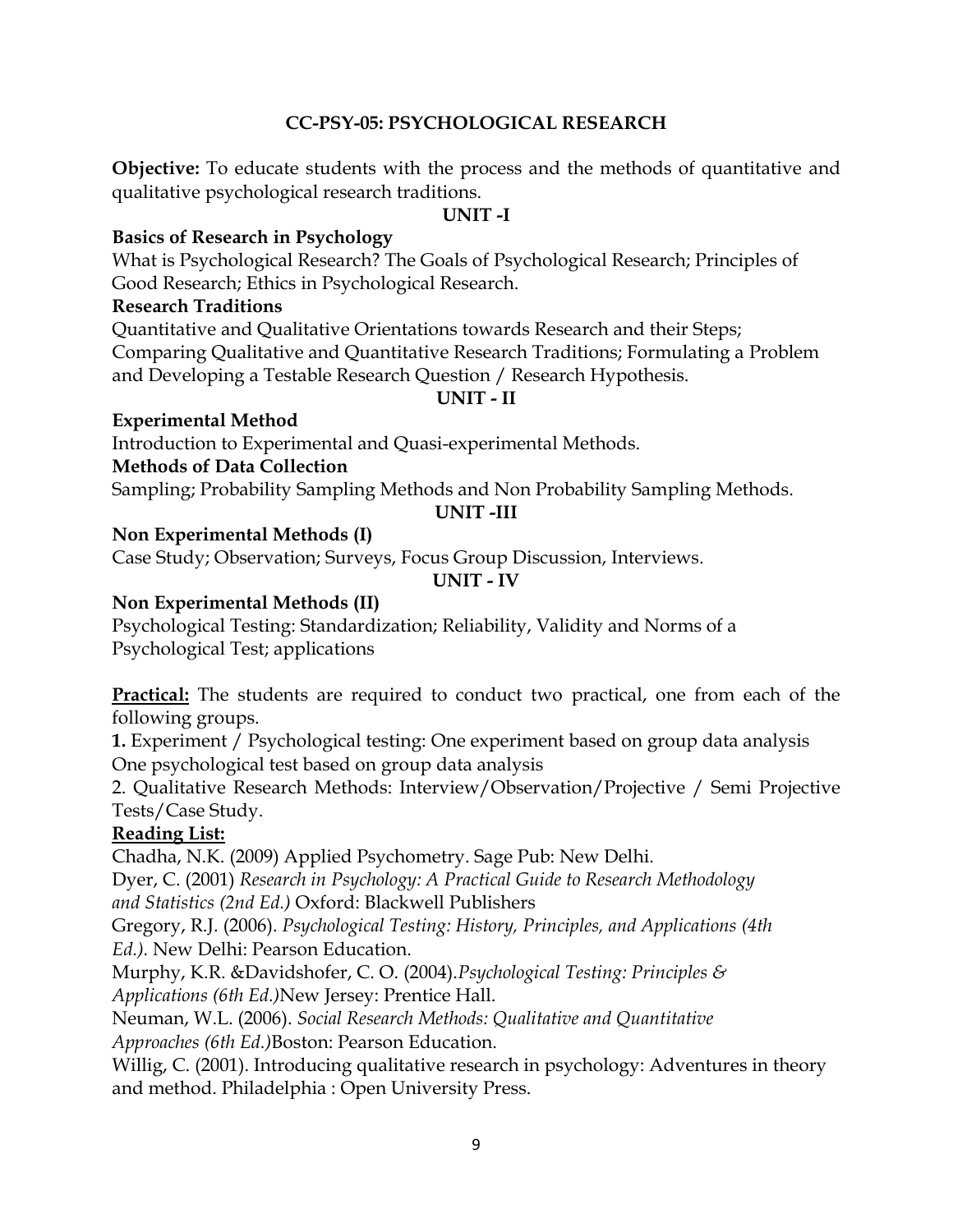## CC-PSY-05: PSYCHOLOGICAL RESEARCH

**Objective:** To educate students with the process and the methods of quantitative and qualitative psychological research traditions.

### UNIT -I

**Basics of Research in Psychology**

What is Psychological Research? The Goals of Psychological Research; Principles of Good Research; Ethics in Psychological Research.

**Research Traditions**

Quantitative and Qualitative Orientations towards Research and their Steps; Comparing Qualitative and Quantitative Research Traditions; Formulating a Problem and Developing a Testable Research Question / Research Hypothesis.

### UNIT - II

**Experimental Method**

Introduction to Experimental and Quasi-experimental Methods.

**Methods of Data Collection**

Sampling; Probability Sampling Methods and Non Probability Sampling Methods.

### UNIT -III

**Non Experimental Methods (I)**

Case Study; Observation; Surveys, Focus Group Discussion, Interviews.

### UNIT - IV

**Non Experimental Methods (II)**

Psychological Testing: Standardization; Reliability, Validity and Norms of a Psychological Test; applications

**Practical:** The students are required to conduct two practical, one from each of the following groups.

**1.** Experiment / Psychological testing: One experiment based on group data analysis One psychological test based on group data analysis

2. Qualitative Research Methods: Interview/Observation/Projective / Semi Projective Tests/Case Study.

**Reading List:**

Chadha, N.K. (2009) Applied Psychometry. Sage Pub: New Delhi.

Dyer, C. (2001) *Research in Psychology: A Practical Guide to Research Methodology and Statistics (2nd Ed.)* Oxford: Blackwell Publishers

Gregory, R.J. (2006). *Psychological Testing: History, Principles, and Applications (4th Ed.).* New Delhi: Pearson Education.

Murphy, K.R. &Davidshofer, C. O. (2004).*Psychological Testing: Principles & Applications (6th Ed.)*New Jersey: Prentice Hall.

Neuman, W.L. (2006). *Social Research Methods: Qualitative and Quantitative Approaches (6th Ed.)*Boston: Pearson Education.

Willig, C. (2001). Introducing qualitative research in psychology: Adventures in theory and method. Philadelphia : Open University Press.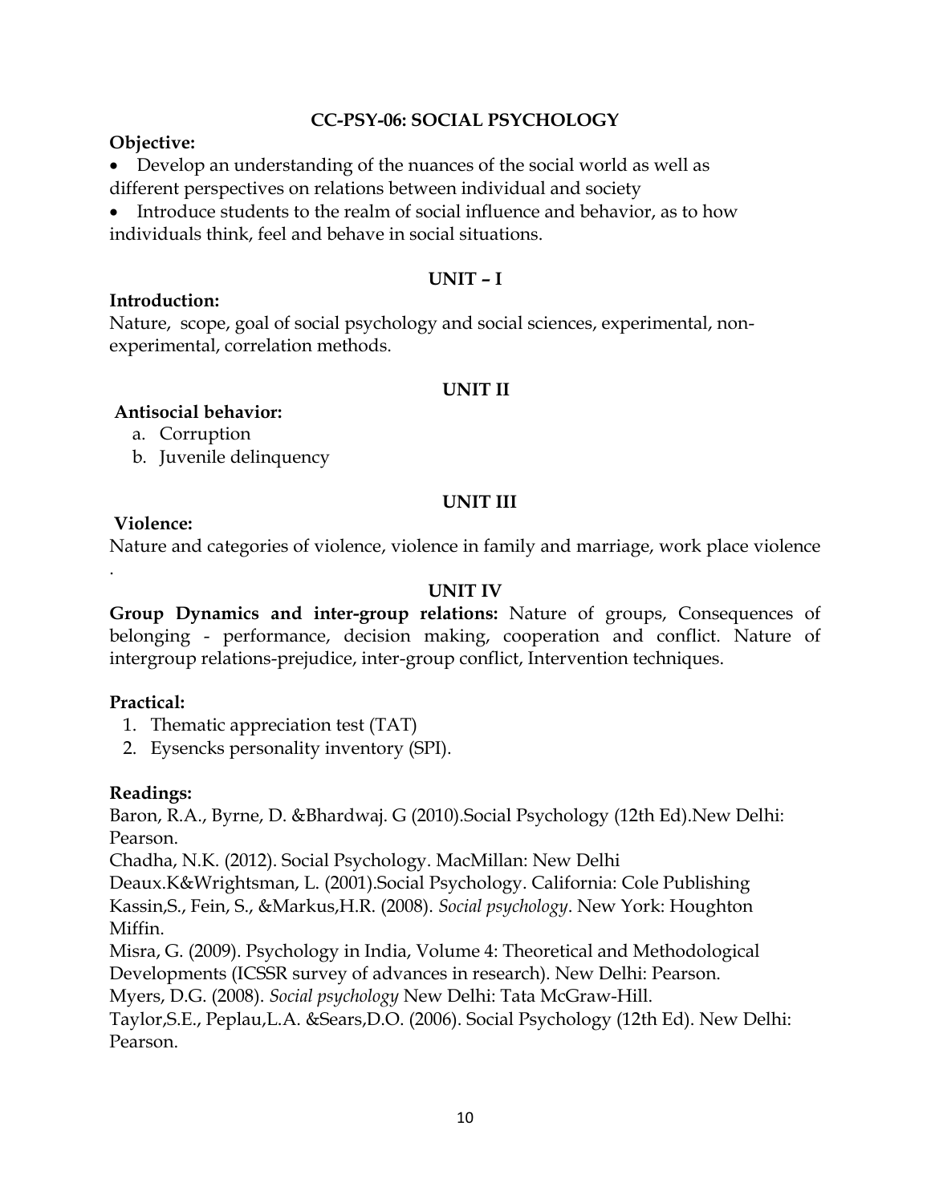## CC-PSY-06: SOCIAL PSYCHOLOGY

**Objective:**

- Develop an understanding of the nuances of the social world as well as different perspectives on relations between individual and society
- Introduce students to the realm of social influence and behavior, as to how individuals think, feel and behave in social situations.

### UNIT – I

**Introduction:**

Nature, scope, goal of social psychology and social sciences, experimental, non-experimental, correlation methods.

### UNIT II

**Antisocial behavior:**

a. Corruption
b. Juvenile delinquency

### UNIT III

**Violence:**

Nature and categories of violence, violence in family and marriage, work place violence .

### UNIT IV

**Group Dynamics and inter-group relations:** Nature of groups, Consequences of belonging - performance, decision making, cooperation and conflict. Nature of intergroup relations-prejudice, inter-group conflict, Intervention techniques.

**Practical:**

1. Thematic appreciation test (TAT)
2. Eysencks personality inventory (SPI).

**Readings:**

Baron, R.A., Byrne, D. &Bhardwaj. G (2010).Social Psychology (12th Ed).New Delhi: Pearson.

Chadha, N.K. (2012). Social Psychology. MacMillan: New Delhi

Deaux.K&Wrightsman, L. (2001).Social Psychology. California: Cole Publishing

Kassin,S., Fein, S., &Markus,H.R. (2008). *Social psychology*. New York: Houghton Miffin.

Misra, G. (2009). Psychology in India, Volume 4: Theoretical and Methodological Developments (ICSSR survey of advances in research). New Delhi: Pearson.

Myers, D.G. (2008). *Social psychology* New Delhi: Tata McGraw-Hill.

Taylor,S.E., Peplau,L.A. &Sears,D.O. (2006). Social Psychology (12th Ed). New Delhi: Pearson.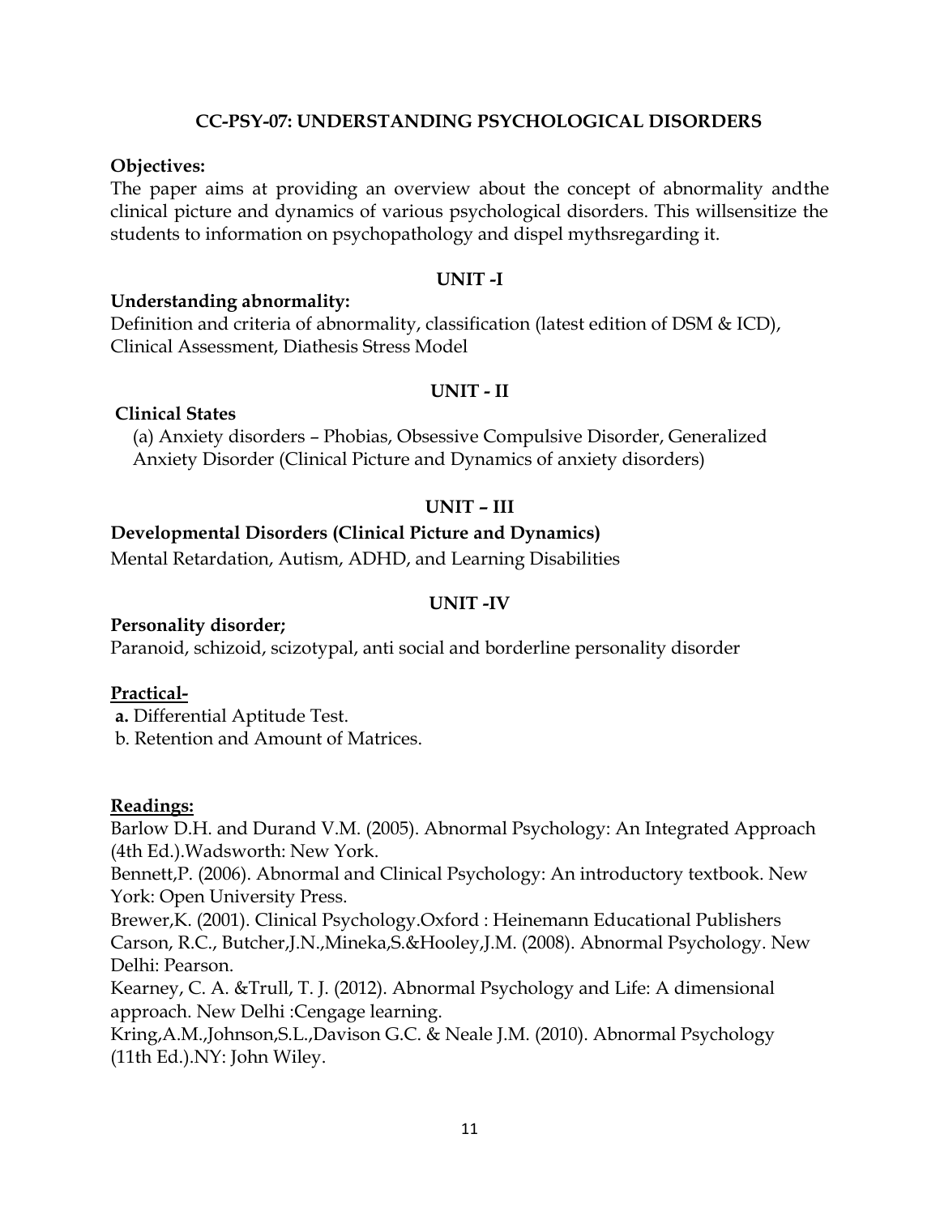## CC-PSY-07: UNDERSTANDING PSYCHOLOGICAL DISORDERS

**Objectives:**

The paper aims at providing an overview about the concept of abnormality andthe clinical picture and dynamics of various psychological disorders. This willsensitize the students to information on psychopathology and dispel mythsregarding it.

### UNIT -I

**Understanding abnormality:**

Definition and criteria of abnormality, classification (latest edition of DSM & ICD), Clinical Assessment, Diathesis Stress Model

### UNIT - II

**Clinical States**

(a) Anxiety disorders – Phobias, Obsessive Compulsive Disorder, Generalized Anxiety Disorder (Clinical Picture and Dynamics of anxiety disorders)

### UNIT – III

**Developmental Disorders (Clinical Picture and Dynamics)**

Mental Retardation, Autism, ADHD, and Learning Disabilities

### UNIT -IV

**Personality disorder;**

Paranoid, schizoid, scizotypal, anti social and borderline personality disorder

**Practical-**

**a.** Differential Aptitude Test.
b. Retention and Amount of Matrices.

**Readings:**

Barlow D.H. and Durand V.M. (2005). Abnormal Psychology: An Integrated Approach (4th Ed.).Wadsworth: New York.

Bennett,P. (2006). Abnormal and Clinical Psychology: An introductory textbook. New York: Open University Press.

Brewer,K. (2001). Clinical Psychology.Oxford : Heinemann Educational Publishers

Carson, R.C., Butcher,J.N.,Mineka,S.&Hooley,J.M. (2008). Abnormal Psychology. New Delhi: Pearson.

Kearney, C. A. &Trull, T. J. (2012). Abnormal Psychology and Life: A dimensional approach. New Delhi :Cengage learning.

Kring,A.M.,Johnson,S.L.,Davison G.C. & Neale J.M. (2010). Abnormal Psychology (11th Ed.).NY: John Wiley.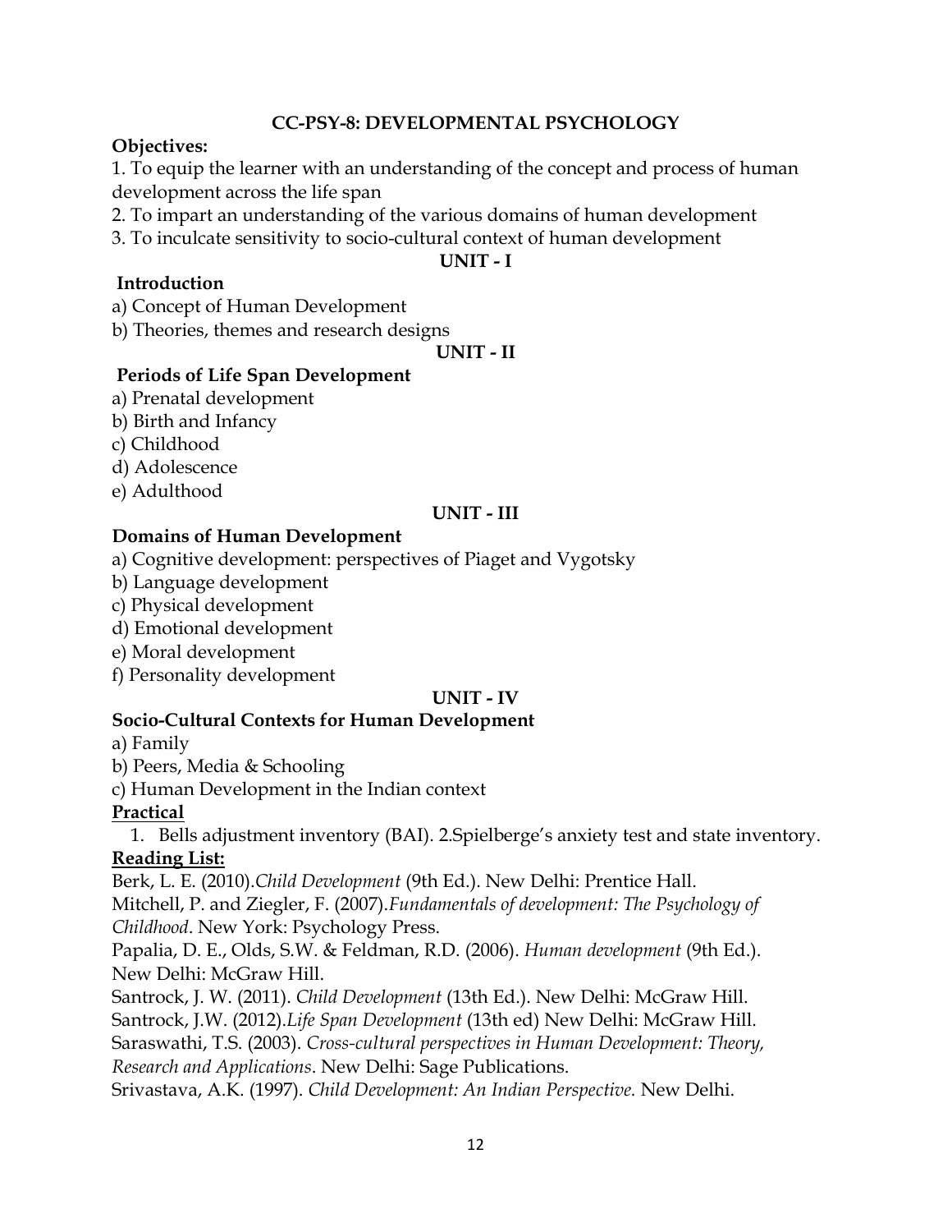## CC-PSY-8: DEVELOPMENTAL PSYCHOLOGY

**Objectives:**

1. To equip the learner with an understanding of the concept and process of human development across the life span
2. To impart an understanding of the various domains of human development
3. To inculcate sensitivity to socio-cultural context of human development

**UNIT - I**

**Introduction**

a) Concept of Human Development

b) Theories, themes and research designs

**UNIT - II**

**Periods of Life Span Development**

a) Prenatal development

b) Birth and Infancy

c) Childhood

d) Adolescence

e) Adulthood

**UNIT - III**

**Domains of Human Development**

a) Cognitive development: perspectives of Piaget and Vygotsky

b) Language development

c) Physical development

d) Emotional development

e) Moral development

f) Personality development

**UNIT - IV**

**Socio-Cultural Contexts for Human Development**

a) Family

b) Peers, Media & Schooling

c) Human Development in the Indian context

**<u>Practical</u>**

1. Bells adjustment inventory (BAI). 2.Spielberge's anxiety test and state inventory.

**<u>Reading List:</u>**

Berk, L. E. (2010).*Child Development* (9th Ed.). New Delhi: Prentice Hall.

Mitchell, P. and Ziegler, F. (2007).*Fundamentals of development: The Psychology of Childhood*. New York: Psychology Press.

Papalia, D. E., Olds, S.W. & Feldman, R.D. (2006). *Human development* (9th Ed.). New Delhi: McGraw Hill.

Santrock, J. W. (2011). *Child Development* (13th Ed.). New Delhi: McGraw Hill.

Santrock, J.W. (2012).*Life Span Development* (13th ed) New Delhi: McGraw Hill.

Saraswathi, T.S. (2003). *Cross-cultural perspectives in Human Development: Theory, Research and Applications*. New Delhi: Sage Publications.

Srivastava, A.K. (1997). *Child Development: An Indian Perspective.* New Delhi.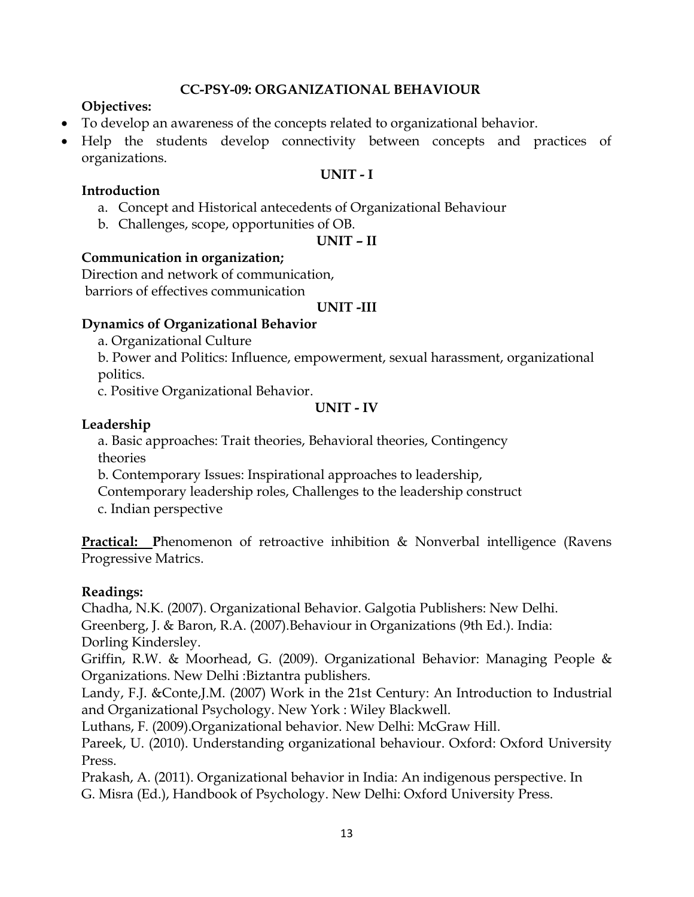## CC-PSY-09: ORGANIZATIONAL BEHAVIOUR

**Objectives:**

- To develop an awareness of the concepts related to organizational behavior.
- Help the students develop connectivity between concepts and practices of organizations.

### UNIT - I

**Introduction**

a. Concept and Historical antecedents of Organizational Behaviour
b. Challenges, scope, opportunities of OB.

### UNIT – II

**Communication in organization;**

Direction and network of communication,
barriors of effectives communication

### UNIT -III

**Dynamics of Organizational Behavior**

a. Organizational Culture
b. Power and Politics: Influence, empowerment, sexual harassment, organizational politics.
c. Positive Organizational Behavior.

### UNIT - IV

**Leadership**

a. Basic approaches: Trait theories, Behavioral theories, Contingency theories
b. Contemporary Issues: Inspirational approaches to leadership, Contemporary leadership roles, Challenges to the leadership construct
c. Indian perspective

**<u>Practical:</u>** Phenomenon of retroactive inhibition & Nonverbal intelligence (Ravens Progressive Matrics.

**Readings:**

Chadha, N.K. (2007). Organizational Behavior. Galgotia Publishers: New Delhi.
Greenberg, J. & Baron, R.A. (2007).Behaviour in Organizations (9th Ed.). India: Dorling Kindersley.
Griffin, R.W. & Moorhead, G. (2009). Organizational Behavior: Managing People & Organizations. New Delhi :Biztantra publishers.
Landy, F.J. &Conte,J.M. (2007) Work in the 21st Century: An Introduction to Industrial and Organizational Psychology. New York : Wiley Blackwell.
Luthans, F. (2009).Organizational behavior. New Delhi: McGraw Hill.
Pareek, U. (2010). Understanding organizational behaviour. Oxford: Oxford University Press.
Prakash, A. (2011). Organizational behavior in India: An indigenous perspective. In G. Misra (Ed.), Handbook of Psychology. New Delhi: Oxford University Press.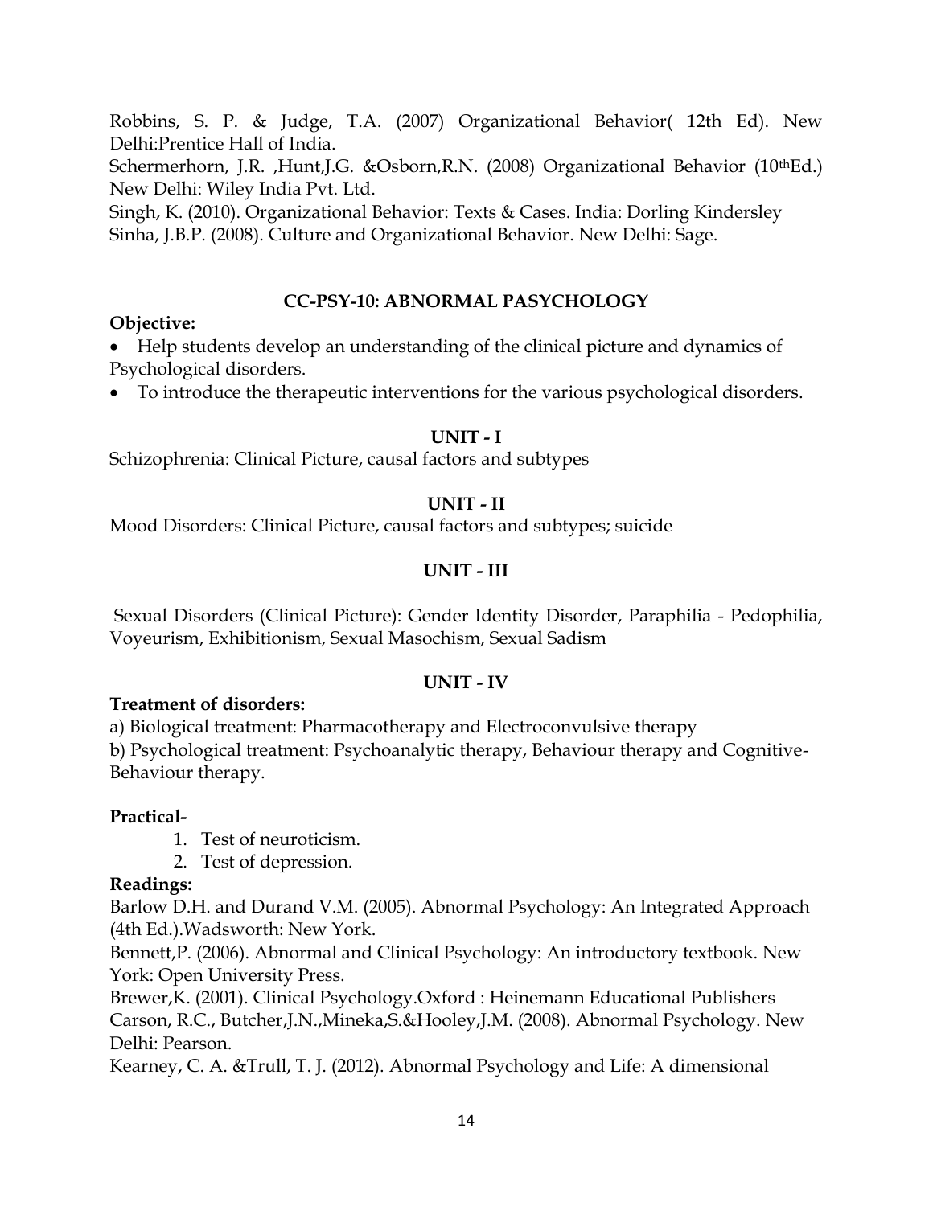Robbins, S. P. & Judge, T.A. (2007) Organizational Behavior( 12th Ed). New Delhi:Prentice Hall of India.

Schermerhorn, J.R. ,Hunt,J.G. &Osborn,R.N. (2008) Organizational Behavior (10thEd.) New Delhi: Wiley India Pvt. Ltd.

Singh, K. (2010). Organizational Behavior: Texts & Cases. India: Dorling Kindersley

Sinha, J.B.P. (2008). Culture and Organizational Behavior. New Delhi: Sage.

## CC-PSY-10: ABNORMAL PASYCHOLOGY

**Objective:**

- Help students develop an understanding of the clinical picture and dynamics of Psychological disorders.
- To introduce the therapeutic interventions for the various psychological disorders.

### UNIT - I

Schizophrenia: Clinical Picture, causal factors and subtypes

### UNIT - II

Mood Disorders: Clinical Picture, causal factors and subtypes; suicide

### UNIT - III

Sexual Disorders (Clinical Picture): Gender Identity Disorder, Paraphilia - Pedophilia, Voyeurism, Exhibitionism, Sexual Masochism, Sexual Sadism

### UNIT - IV

**Treatment of disorders:**

a) Biological treatment: Pharmacotherapy and Electroconvulsive therapy

b) Psychological treatment: Psychoanalytic therapy, Behaviour therapy and Cognitive-Behaviour therapy.

**Practical-**

1. Test of neuroticism.
2. Test of depression.

**Readings:**

Barlow D.H. and Durand V.M. (2005). Abnormal Psychology: An Integrated Approach (4th Ed.).Wadsworth: New York.

Bennett,P. (2006). Abnormal and Clinical Psychology: An introductory textbook. New York: Open University Press.

Brewer,K. (2001). Clinical Psychology.Oxford : Heinemann Educational Publishers

Carson, R.C., Butcher,J.N.,Mineka,S.&Hooley,J.M. (2008). Abnormal Psychology. New Delhi: Pearson.

Kearney, C. A. &Trull, T. J. (2012). Abnormal Psychology and Life: A dimensional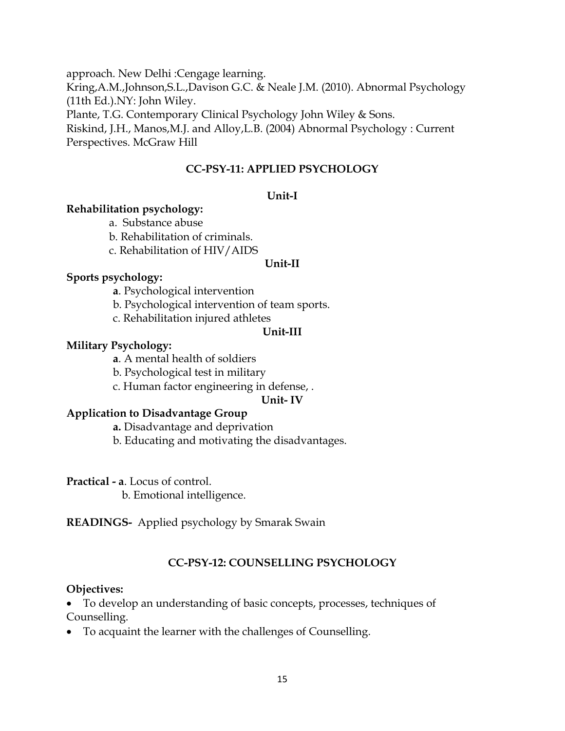approach. New Delhi :Cengage learning.

Kring,A.M.,Johnson,S.L.,Davison G.C. & Neale J.M. (2010). Abnormal Psychology (11th Ed.).NY: John Wiley.

Plante, T.G. Contemporary Clinical Psychology John Wiley & Sons.

Riskind, J.H., Manos,M.J. and Alloy,L.B. (2004) Abnormal Psychology : Current Perspectives. McGraw Hill

## CC-PSY-11: APPLIED PSYCHOLOGY

**Unit-I**

**Rehabilitation psychology:**

a. Substance abuse

b. Rehabilitation of criminals.

c. Rehabilitation of HIV/AIDS

**Unit-II**

**Sports psychology:**

**a**. Psychological intervention

b. Psychological intervention of team sports.

c. Rehabilitation injured athletes

**Unit-III**

**Military Psychology:**

**a**. A mental health of soldiers

b. Psychological test in military

c. Human factor engineering in defense, .

**Unit- IV**

**Application to Disadvantage Group**

**a.** Disadvantage and deprivation

b. Educating and motivating the disadvantages.

**Practical - a**. Locus of control.

b. Emotional intelligence.

**READINGS-** Applied psychology by Smarak Swain

## CC-PSY-12: COUNSELLING PSYCHOLOGY

**Objectives:**

- To develop an understanding of basic concepts, processes, techniques of Counselling.
- To acquaint the learner with the challenges of Counselling.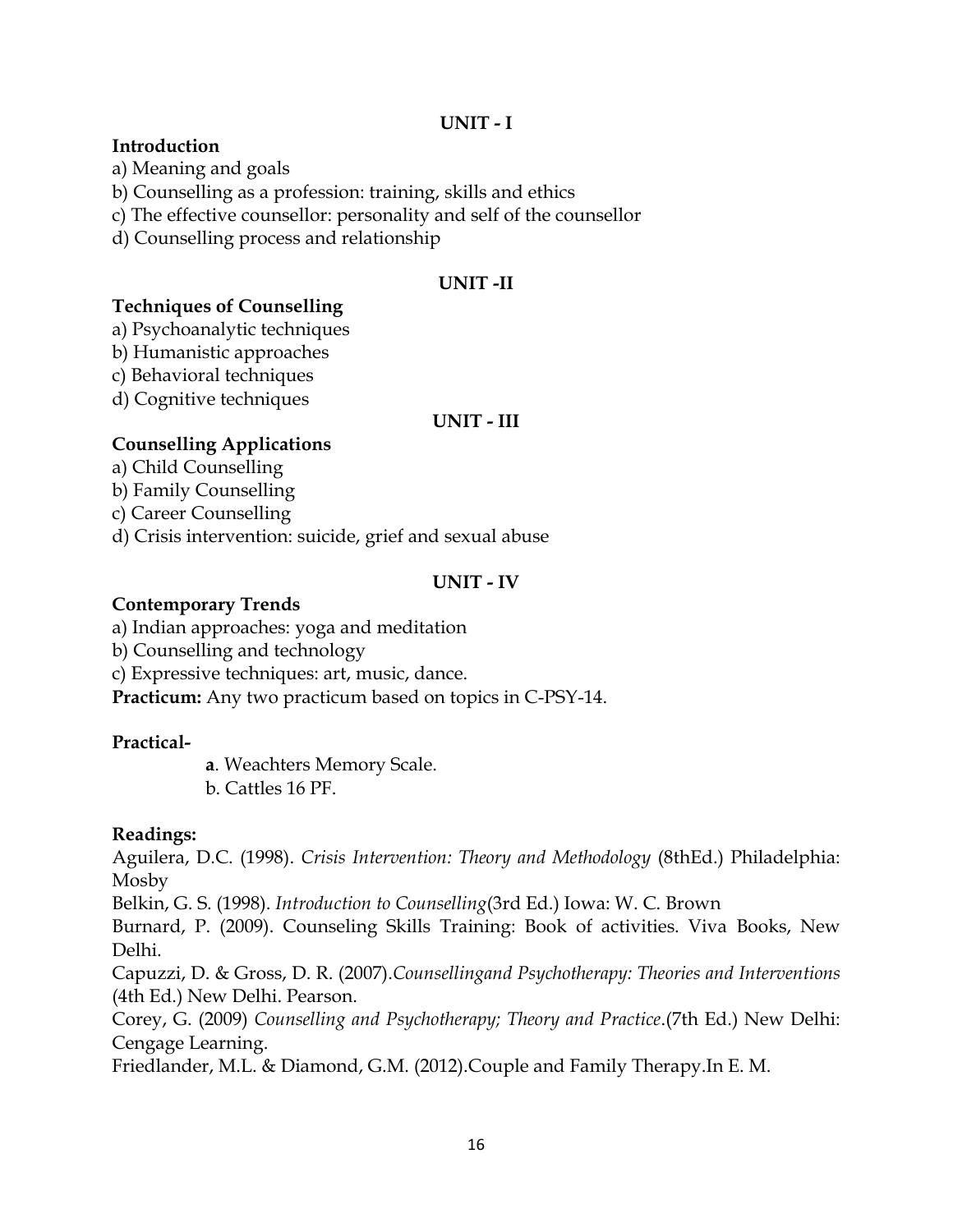## UNIT - I

**Introduction**

a) Meaning and goals
b) Counselling as a profession: training, skills and ethics
c) The effective counsellor: personality and self of the counsellor
d) Counselling process and relationship

## UNIT -II

**Techniques of Counselling**

a) Psychoanalytic techniques
b) Humanistic approaches
c) Behavioral techniques
d) Cognitive techniques

## UNIT - III

**Counselling Applications**

a) Child Counselling
b) Family Counselling
c) Career Counselling
d) Crisis intervention: suicide, grief and sexual abuse

## UNIT - IV

**Contemporary Trends**

a) Indian approaches: yoga and meditation
b) Counselling and technology
c) Expressive techniques: art, music, dance.

**Practicum:** Any two practicum based on topics in C-PSY-14.

**Practical-**

**a**. Weachters Memory Scale.
b. Cattles 16 PF.

**Readings:**

Aguilera, D.C. (1998). *Crisis Intervention: Theory and Methodology* (8thEd.) Philadelphia: Mosby

Belkin, G. S. (1998). *Introduction to Counselling*(3rd Ed.) Iowa: W. C. Brown

Burnard, P. (2009). Counseling Skills Training: Book of activities. Viva Books, New Delhi.

Capuzzi, D. & Gross, D. R. (2007).*Counsellingand Psychotherapy: Theories and Interventions* (4th Ed.) New Delhi. Pearson.

Corey, G. (2009) *Counselling and Psychotherapy; Theory and Practice*.(7th Ed.) New Delhi: Cengage Learning.

Friedlander, M.L. & Diamond, G.M. (2012).Couple and Family Therapy.In E. M.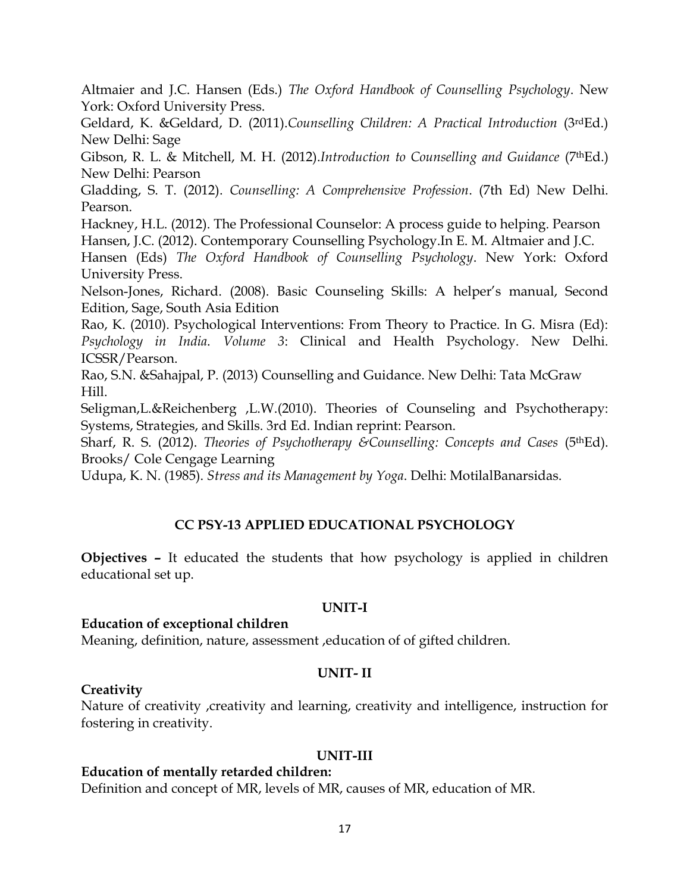Altmaier and J.C. Hansen (Eds.) *The Oxford Handbook of Counselling Psychology*. New York: Oxford University Press.

Geldard, K. &Geldard, D. (2011).*Counselling Children: A Practical Introduction* (3rdEd.) New Delhi: Sage

Gibson, R. L. & Mitchell, M. H. (2012).*Introduction to Counselling and Guidance* (7thEd.) New Delhi: Pearson

Gladding, S. T. (2012). *Counselling: A Comprehensive Profession*. (7th Ed) New Delhi. Pearson.

Hackney, H.L. (2012). The Professional Counselor: A process guide to helping. Pearson

Hansen, J.C. (2012). Contemporary Counselling Psychology.In E. M. Altmaier and J.C. Hansen (Eds) *The Oxford Handbook of Counselling Psychology*. New York: Oxford University Press.

Nelson-Jones, Richard. (2008). Basic Counseling Skills: A helper's manual, Second Edition, Sage, South Asia Edition

Rao, K. (2010). Psychological Interventions: From Theory to Practice. In G. Misra (Ed): *Psychology in India. Volume 3*: Clinical and Health Psychology. New Delhi. ICSSR/Pearson.

Rao, S.N. &Sahajpal, P. (2013) Counselling and Guidance. New Delhi: Tata McGraw Hill.

Seligman,L.&Reichenberg ,L.W.(2010). Theories of Counseling and Psychotherapy: Systems, Strategies, and Skills. 3rd Ed. Indian reprint: Pearson.

Sharf, R. S. (2012). *Theories of Psychotherapy &Counselling: Concepts and Cases* (5thEd). Brooks/ Cole Cengage Learning

Udupa, K. N. (1985). *Stress and its Management by Yoga*. Delhi: MotilalBanarsidas.

## CC PSY-13 APPLIED EDUCATIONAL PSYCHOLOGY

**Objectives –** It educated the students that how psychology is applied in children educational set up.

### UNIT-I

**Education of exceptional children**

Meaning, definition, nature, assessment ,education of of gifted children.

### UNIT- II

**Creativity**

Nature of creativity ,creativity and learning, creativity and intelligence, instruction for fostering in creativity.

### UNIT-III

**Education of mentally retarded children:**

Definition and concept of MR, levels of MR, causes of MR, education of MR.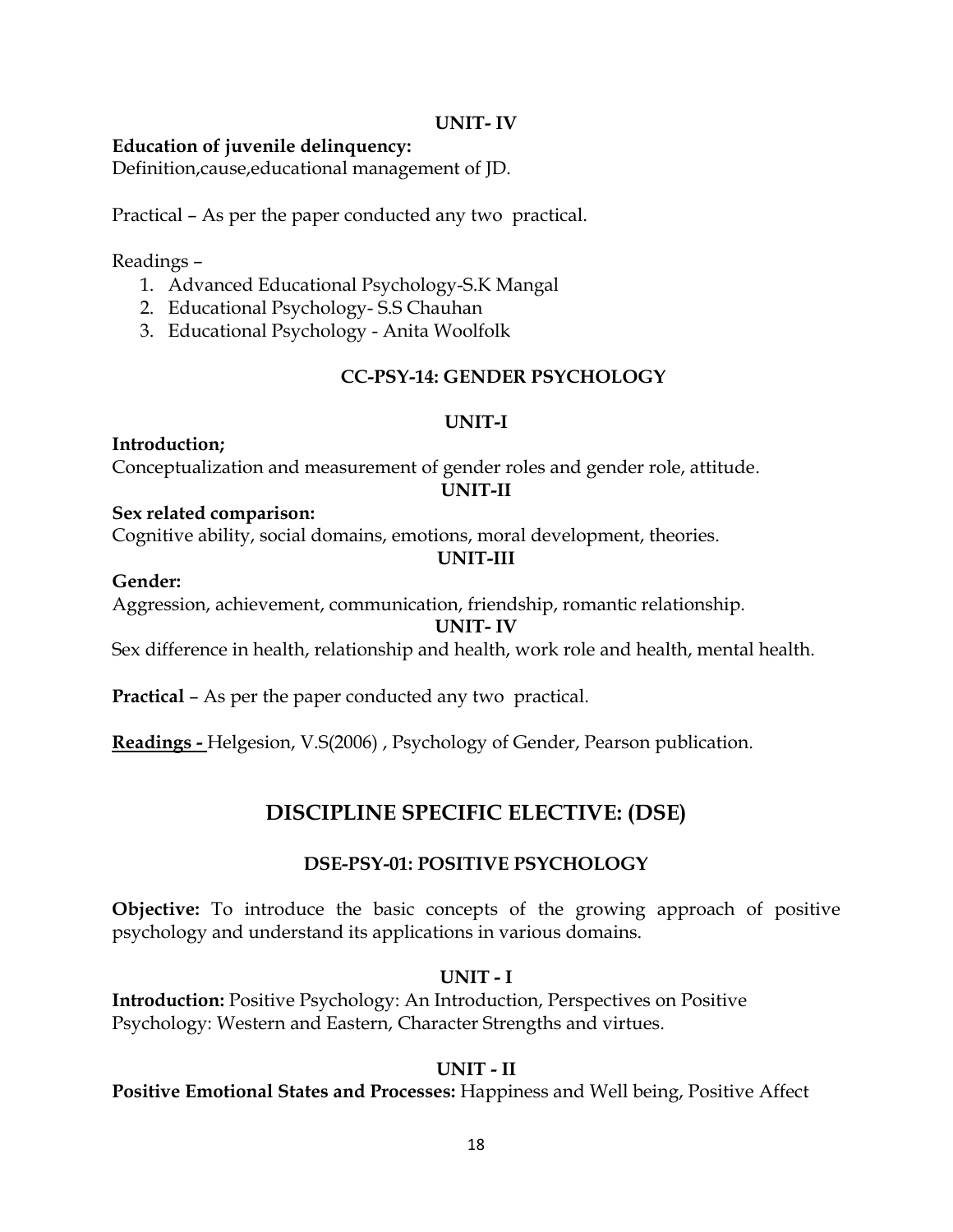**UNIT- IV**

**Education of juvenile delinquency:**
Definition,cause,educational management of JD.

Practical – As per the paper conducted any two practical.

Readings –

1. Advanced Educational Psychology-S.K Mangal
2. Educational Psychology- S.S Chauhan
3. Educational Psychology - Anita Woolfolk

### CC-PSY-14: GENDER PSYCHOLOGY

**UNIT-I**

**Introduction;**
Conceptualization and measurement of gender roles and gender role, attitude.

**UNIT-II**

**Sex related comparison:**
Cognitive ability, social domains, emotions, moral development, theories.

**UNIT-III**

**Gender:**
Aggression, achievement, communication, friendship, romantic relationship.

**UNIT- IV**

Sex difference in health, relationship and health, work role and health, mental health.

**Practical** – As per the paper conducted any two practical.

**Readings -** Helgesion, V.S(2006) , Psychology of Gender, Pearson publication.

## DISCIPLINE SPECIFIC ELECTIVE: (DSE)

### DSE-PSY-01: POSITIVE PSYCHOLOGY

**Objective:** To introduce the basic concepts of the growing approach of positive psychology and understand its applications in various domains.

**UNIT - I**

**Introduction:** Positive Psychology: An Introduction, Perspectives on Positive Psychology: Western and Eastern, Character Strengths and virtues.

**UNIT - II**

**Positive Emotional States and Processes:** Happiness and Well being, Positive Affect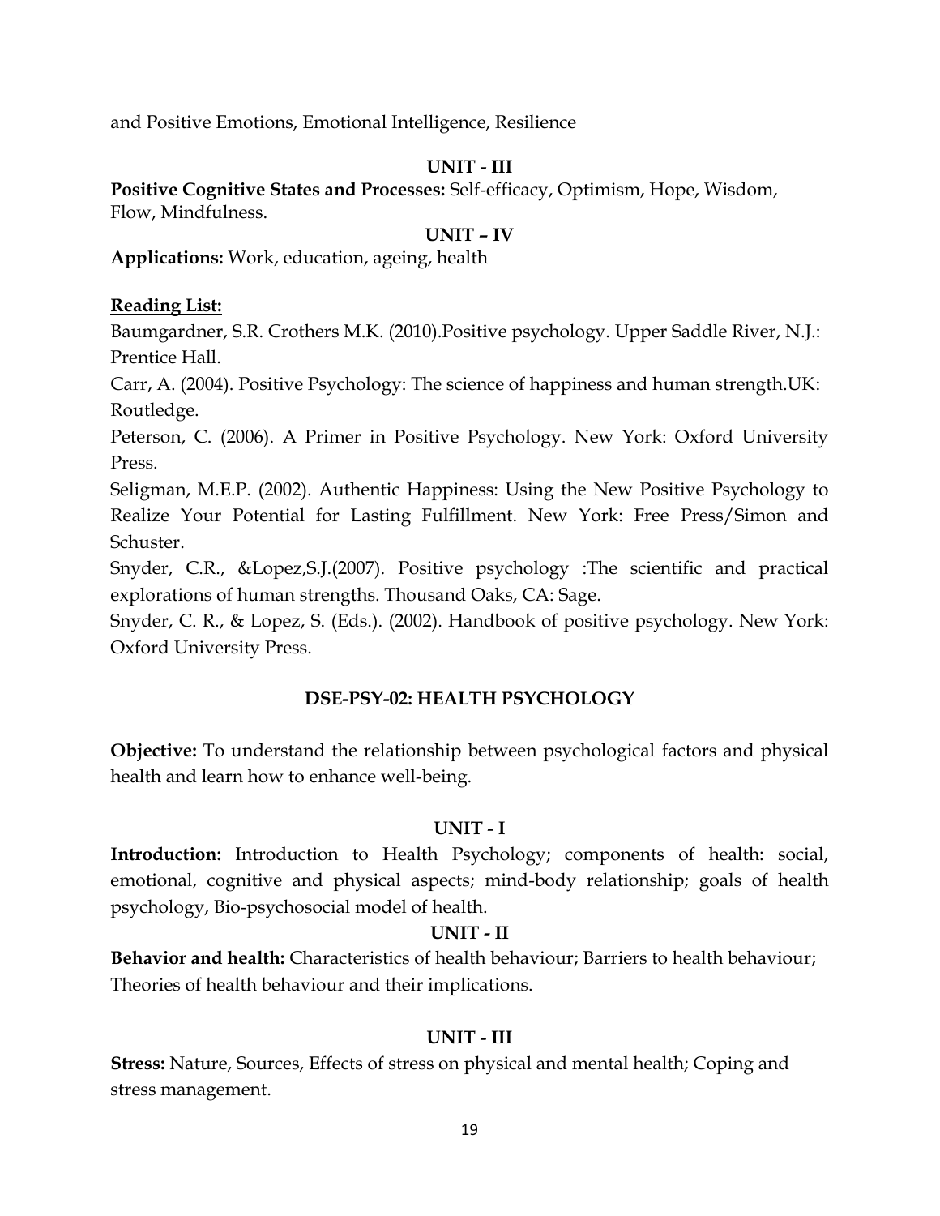and Positive Emotions, Emotional Intelligence, Resilience

**UNIT - III**

**Positive Cognitive States and Processes:** Self-efficacy, Optimism, Hope, Wisdom, Flow, Mindfulness.

**UNIT – IV**

**Applications:** Work, education, ageing, health

**Reading List:**

Baumgardner, S.R. Crothers M.K. (2010).Positive psychology. Upper Saddle River, N.J.: Prentice Hall.

Carr, A. (2004). Positive Psychology: The science of happiness and human strength.UK: Routledge.

Peterson, C. (2006). A Primer in Positive Psychology. New York: Oxford University Press.

Seligman, M.E.P. (2002). Authentic Happiness: Using the New Positive Psychology to Realize Your Potential for Lasting Fulfillment. New York: Free Press/Simon and Schuster.

Snyder, C.R., &Lopez,S.J.(2007). Positive psychology :The scientific and practical explorations of human strengths. Thousand Oaks, CA: Sage.

Snyder, C. R., & Lopez, S. (Eds.). (2002). Handbook of positive psychology. New York: Oxford University Press.

## DSE-PSY-02: HEALTH PSYCHOLOGY

**Objective:** To understand the relationship between psychological factors and physical health and learn how to enhance well-being.

**UNIT - I**

**Introduction:** Introduction to Health Psychology; components of health: social, emotional, cognitive and physical aspects; mind-body relationship; goals of health psychology, Bio-psychosocial model of health.

**UNIT - II**

**Behavior and health:** Characteristics of health behaviour; Barriers to health behaviour; Theories of health behaviour and their implications.

**UNIT - III**

**Stress:** Nature, Sources, Effects of stress on physical and mental health; Coping and stress management.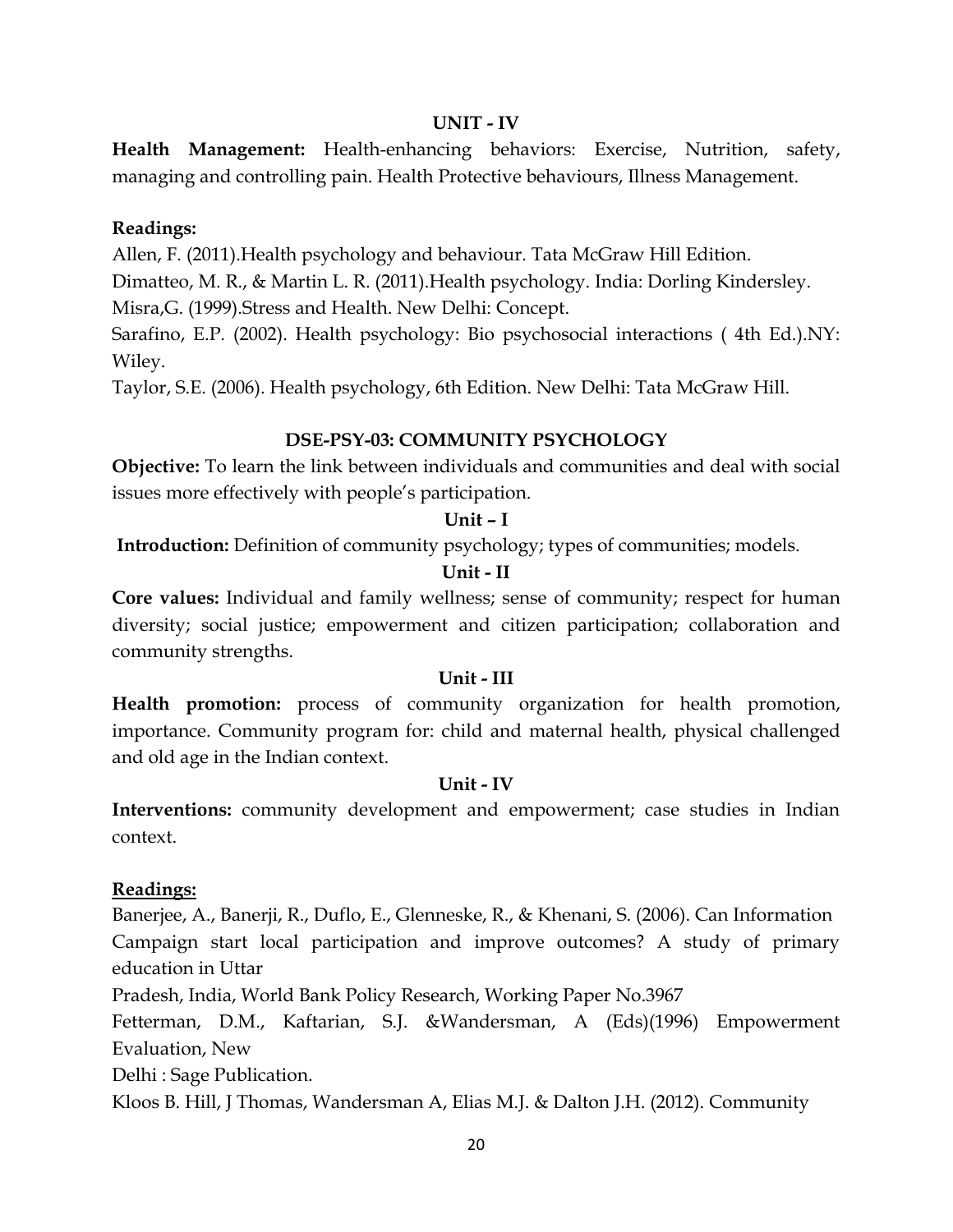### UNIT - IV

**Health Management:** Health-enhancing behaviors: Exercise, Nutrition, safety, managing and controlling pain. Health Protective behaviours, Illness Management.

**Readings:**

Allen, F. (2011).Health psychology and behaviour. Tata McGraw Hill Edition.

Dimatteo, M. R., & Martin L. R. (2011).Health psychology. India: Dorling Kindersley.

Misra,G. (1999).Stress and Health. New Delhi: Concept.

Sarafino, E.P. (2002). Health psychology: Bio psychosocial interactions ( 4th Ed.).NY: Wiley.

Taylor, S.E. (2006). Health psychology, 6th Edition. New Delhi: Tata McGraw Hill.

## DSE-PSY-03: COMMUNITY PSYCHOLOGY

**Objective:** To learn the link between individuals and communities and deal with social issues more effectively with people's participation.

### Unit – I

**Introduction:** Definition of community psychology; types of communities; models.

### Unit - II

**Core values:** Individual and family wellness; sense of community; respect for human diversity; social justice; empowerment and citizen participation; collaboration and community strengths.

### Unit - III

**Health promotion:** process of community organization for health promotion, importance. Community program for: child and maternal health, physical challenged and old age in the Indian context.

### Unit - IV

**Interventions:** community development and empowerment; case studies in Indian context.

**Readings:**

Banerjee, A., Banerji, R., Duflo, E., Glenneske, R., & Khenani, S. (2006). Can Information Campaign start local participation and improve outcomes? A study of primary education in Uttar Pradesh, India, World Bank Policy Research, Working Paper No.3967

Fetterman, D.M., Kaftarian, S.J. &Wandersman, A (Eds)(1996) Empowerment Evaluation, New Delhi : Sage Publication.

Kloos B. Hill, J Thomas, Wandersman A, Elias M.J. & Dalton J.H. (2012). Community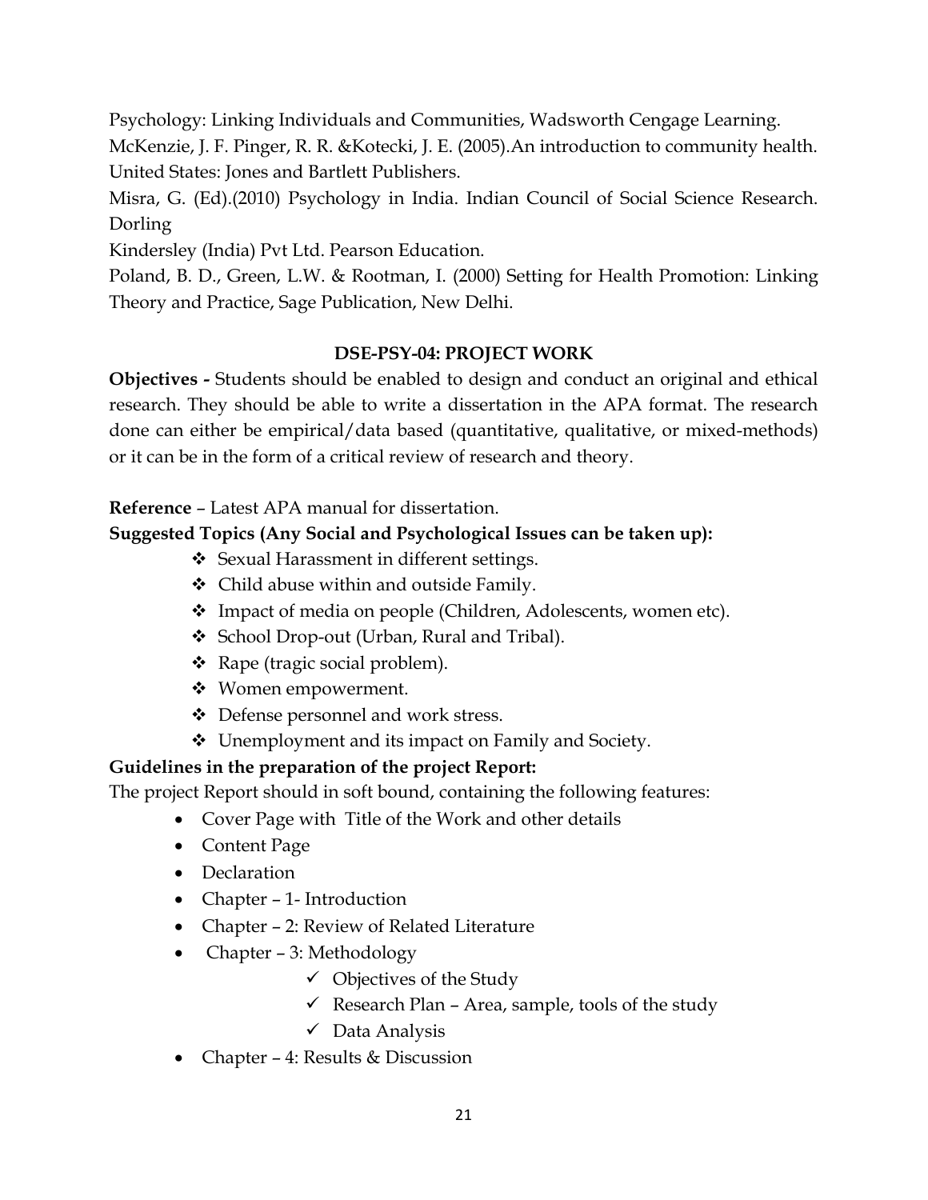Psychology: Linking Individuals and Communities, Wadsworth Cengage Learning.

McKenzie, J. F. Pinger, R. R. &Kotecki, J. E. (2005).An introduction to community health. United States: Jones and Bartlett Publishers.

Misra, G. (Ed).(2010) Psychology in India. Indian Council of Social Science Research. Dorling
Kindersley (India) Pvt Ltd. Pearson Education.

Poland, B. D., Green, L.W. & Rootman, I. (2000) Setting for Health Promotion: Linking Theory and Practice, Sage Publication, New Delhi.

## DSE-PSY-04: PROJECT WORK

**Objectives -** Students should be enabled to design and conduct an original and ethical research. They should be able to write a dissertation in the APA format. The research done can either be empirical/data based (quantitative, qualitative, or mixed-methods) or it can be in the form of a critical review of research and theory.

**Reference** – Latest APA manual for dissertation.

**Suggested Topics (Any Social and Psychological Issues can be taken up):**

- Sexual Harassment in different settings.
- Child abuse within and outside Family.
- Impact of media on people (Children, Adolescents, women etc).
- School Drop-out (Urban, Rural and Tribal).
- Rape (tragic social problem).
- Women empowerment.
- Defense personnel and work stress.
- Unemployment and its impact on Family and Society.

**Guidelines in the preparation of the project Report:**

The project Report should in soft bound, containing the following features:

- Cover Page with Title of the Work and other details
- Content Page
- Declaration
- Chapter – 1- Introduction
- Chapter – 2: Review of Related Literature
- Chapter – 3: Methodology
    - ✓ Objectives of the Study
    - ✓ Research Plan – Area, sample, tools of the study
    - ✓ Data Analysis
- Chapter – 4: Results & Discussion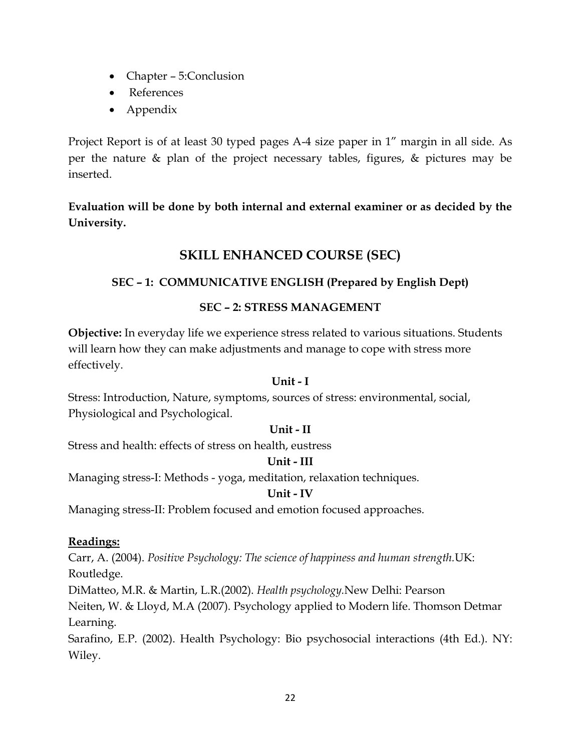- Chapter – 5:Conclusion
- References
- Appendix

Project Report is of at least 30 typed pages A-4 size paper in 1” margin in all side. As per the nature & plan of the project necessary tables, figures, & pictures may be inserted.

**Evaluation will be done by both internal and external examiner or as decided by the University.**

## SKILL ENHANCED COURSE (SEC)

### SEC – 1: COMMUNICATIVE ENGLISH (Prepared by English Dept)

### SEC – 2: STRESS MANAGEMENT

**Objective:** In everyday life we experience stress related to various situations. Students will learn how they can make adjustments and manage to cope with stress more effectively.

**Unit - I**

Stress: Introduction, Nature, symptoms, sources of stress: environmental, social, Physiological and Psychological.

**Unit - II**

Stress and health: effects of stress on health, eustress

**Unit - III**

Managing stress-I: Methods - yoga, meditation, relaxation techniques.

**Unit - IV**

Managing stress-II: Problem focused and emotion focused approaches.

**Readings:**

Carr, A. (2004). *Positive Psychology: The science of happiness and human strength.*UK: Routledge.

DiMatteo, M.R. & Martin, L.R.(2002). *Health psychology.*New Delhi: Pearson

Neiten, W. & Lloyd, M.A (2007). Psychology applied to Modern life. Thomson Detmar Learning.

Sarafino, E.P. (2002). Health Psychology: Bio psychosocial interactions (4th Ed.). NY: Wiley.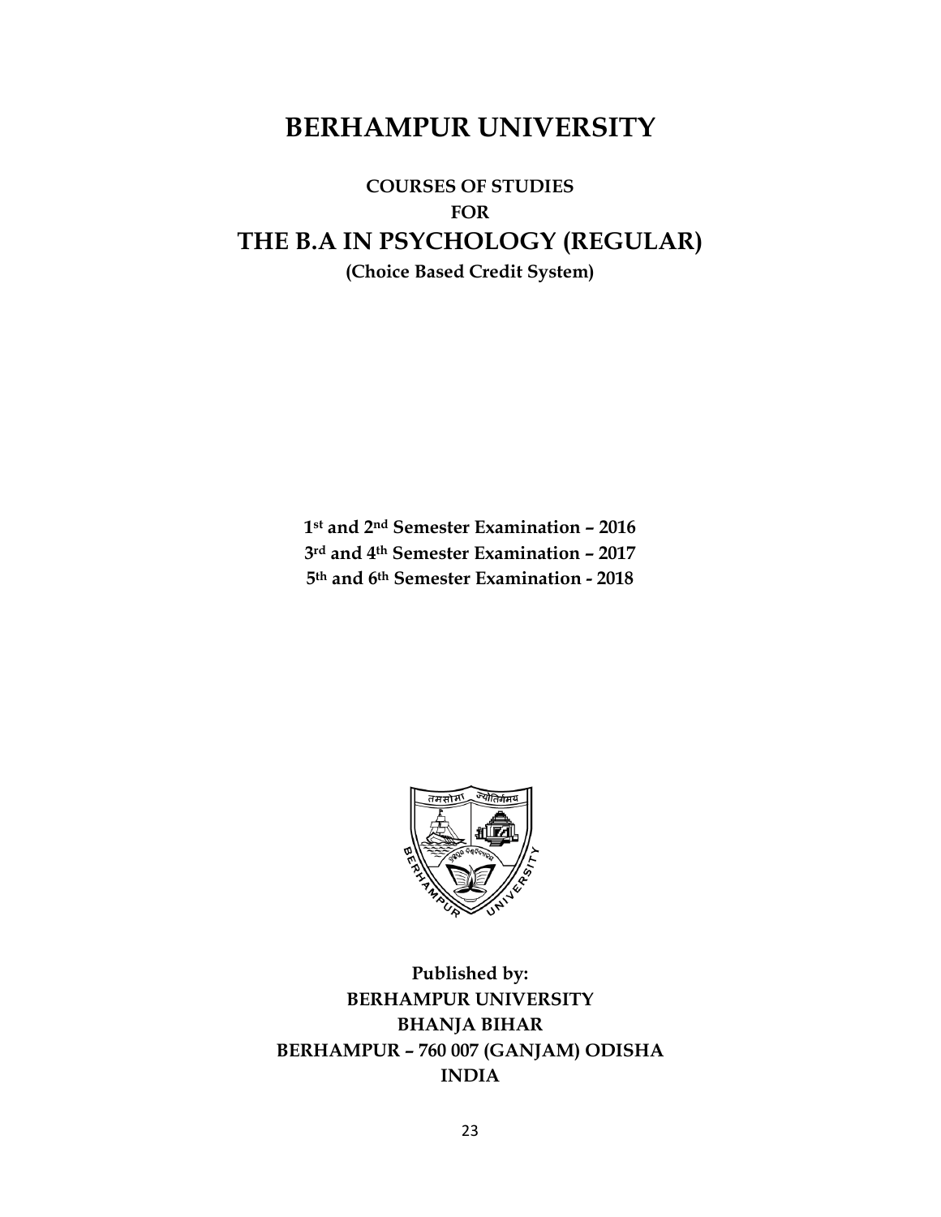# BERHAMPUR UNIVERSITY

## COURSES OF STUDIES

## FOR

## THE B.A IN PSYCHOLOGY (REGULAR)

**(Choice Based Credit System)**

**1st and 2nd Semester Examination – 2016**
**3rd and 4th Semester Examination – 2017**
**5th and 6th Semester Examination - 2018**

**Published by:**
**BERHAMPUR UNIVERSITY**
**BHANJA BIHAR**
**BERHAMPUR – 760 007 (GANJAM) ODISHA**
**INDIA**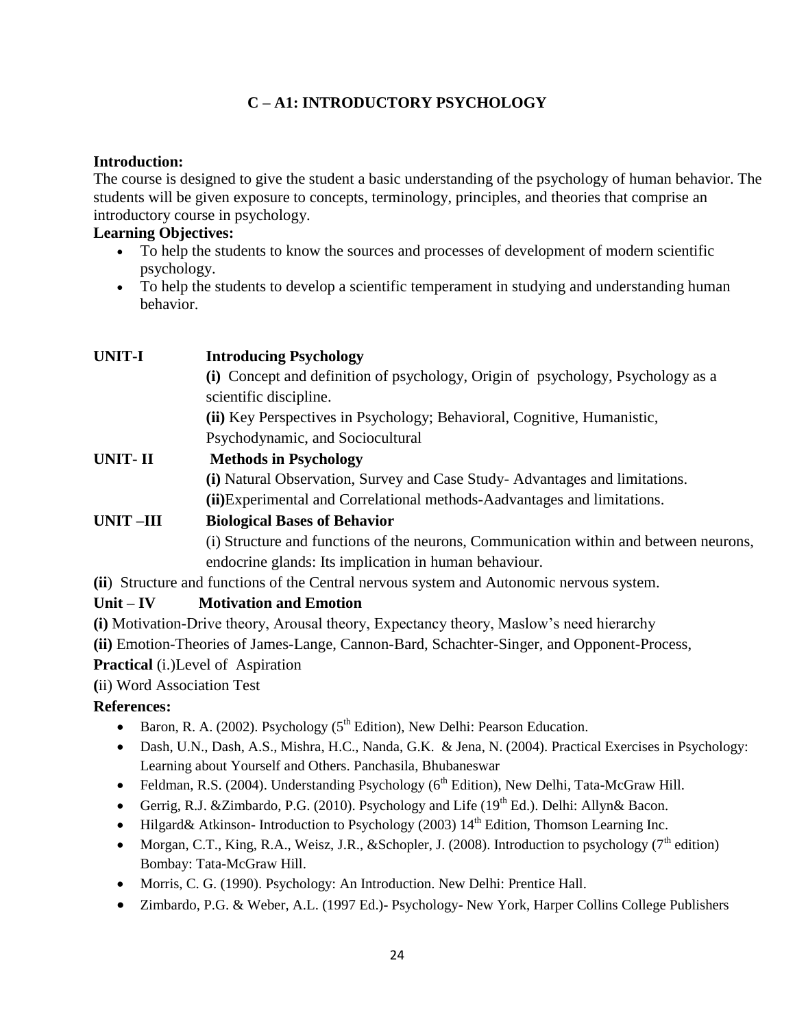## C – A1: INTRODUCTORY PSYCHOLOGY

**Introduction:**

The course is designed to give the student a basic understanding of the psychology of human behavior. The students will be given exposure to concepts, terminology, principles, and theories that comprise an introductory course in psychology.

**Learning Objectives:**

- To help the students to know the sources and processes of development of modern scientific psychology.
- To help the students to develop a scientific temperament in studying and understanding human behavior.

**UNIT-I** **Introducing Psychology**

**(i)** Concept and definition of psychology, Origin of psychology, Psychology as a scientific discipline.

**(ii)** Key Perspectives in Psychology; Behavioral, Cognitive, Humanistic, Psychodynamic, and Sociocultural

**UNIT- II** **Methods in Psychology**

**(i)** Natural Observation, Survey and Case Study- Advantages and limitations.

**(ii)**Experimental and Correlational methods-Aadvantages and limitations.

**UNIT –III** **Biological Bases of Behavior**

(i) Structure and functions of the neurons, Communication within and between neurons, endocrine glands: Its implication in human behaviour.

**(ii**) Structure and functions of the Central nervous system and Autonomic nervous system.

**Unit – IV** **Motivation and Emotion**

**(i)** Motivation-Drive theory, Arousal theory, Expectancy theory, Maslow's need hierarchy

**(ii)** Emotion-Theories of James-Lange, Cannon-Bard, Schachter-Singer, and Opponent-Process,

**Practical** (i.)Level of Aspiration

**(**ii) Word Association Test

**References:**

- Baron, R. A. (2002). Psychology (5th Edition), New Delhi: Pearson Education.
- Dash, U.N., Dash, A.S., Mishra, H.C., Nanda, G.K. & Jena, N. (2004). Practical Exercises in Psychology: Learning about Yourself and Others. Panchasila, Bhubaneswar
- Feldman, R.S. (2004). Understanding Psychology (6th Edition), New Delhi, Tata-McGraw Hill.
- Gerrig, R.J. &Zimbardo, P.G. (2010). Psychology and Life (19th Ed.). Delhi: Allyn& Bacon.
- Hilgard& Atkinson- Introduction to Psychology (2003) 14th Edition, Thomson Learning Inc.
- Morgan, C.T., King, R.A., Weisz, J.R., &Schopler, J. (2008). Introduction to psychology (7th edition) Bombay: Tata-McGraw Hill.
- Morris, C. G. (1990). Psychology: An Introduction. New Delhi: Prentice Hall.
- Zimbardo, P.G. & Weber, A.L. (1997 Ed.)- Psychology- New York, Harper Collins College Publishers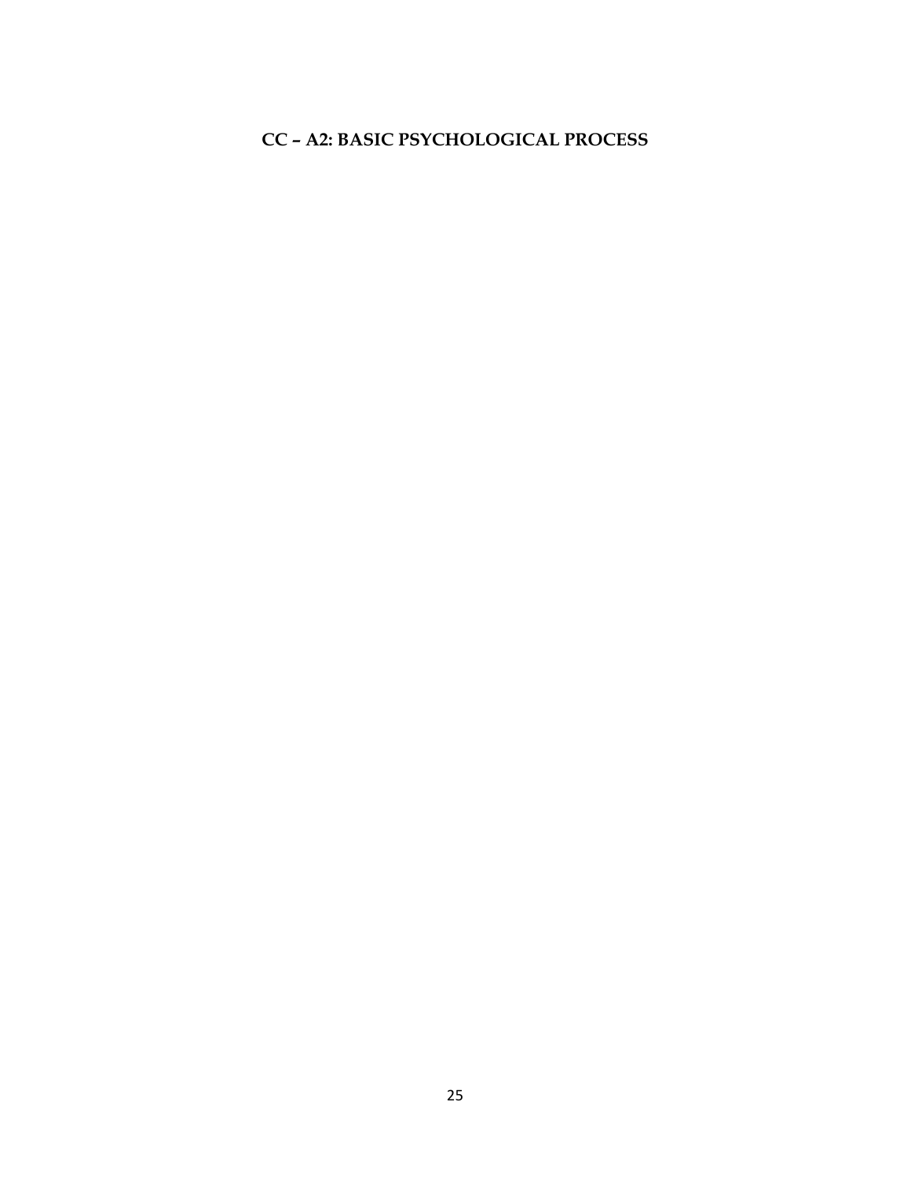# CC – A2: BASIC PSYCHOLOGICAL PROCESS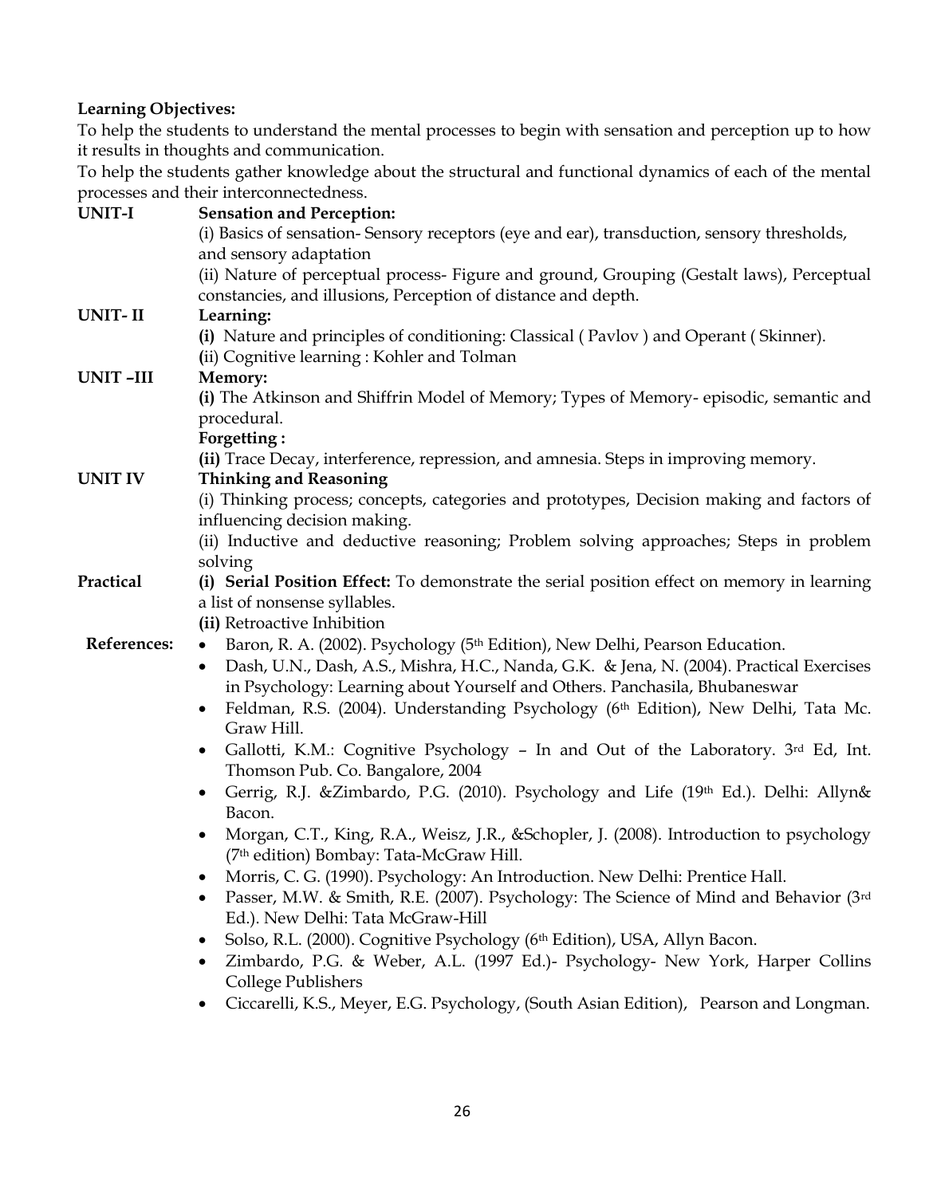**Learning Objectives:**

To help the students to understand the mental processes to begin with sensation and perception up to how it results in thoughts and communication.

To help the students gather knowledge about the structural and functional dynamics of each of the mental processes and their interconnectedness.

**UNIT-I** **Sensation and Perception:**

(i) Basics of sensation- Sensory receptors (eye and ear), transduction, sensory thresholds, and sensory adaptation

(ii) Nature of perceptual process- Figure and ground, Grouping (Gestalt laws), Perceptual constancies, and illusions, Perception of distance and depth.

**UNIT- II** **Learning:**

**(i)** Nature and principles of conditioning: Classical ( Pavlov ) and Operant ( Skinner).

**(**ii) Cognitive learning : Kohler and Tolman

**UNIT –III** **Memory:**

**(i)** The Atkinson and Shiffrin Model of Memory; Types of Memory- episodic, semantic and procedural.

**Forgetting :**

**(ii)** Trace Decay, interference, repression, and amnesia. Steps in improving memory.

**UNIT IV** **Thinking and Reasoning**

(i) Thinking process; concepts, categories and prototypes, Decision making and factors of influencing decision making.

(ii) Inductive and deductive reasoning; Problem solving approaches; Steps in problem solving

**Practical** **(i) Serial Position Effect:** To demonstrate the serial position effect on memory in learning a list of nonsense syllables.

**(ii)** Retroactive Inhibition

**References:**

- Baron, R. A. (2002). Psychology (5th Edition), New Delhi, Pearson Education.
- Dash, U.N., Dash, A.S., Mishra, H.C., Nanda, G.K. & Jena, N. (2004). Practical Exercises in Psychology: Learning about Yourself and Others. Panchasila, Bhubaneswar
- Feldman, R.S. (2004). Understanding Psychology (6th Edition), New Delhi, Tata Mc. Graw Hill.
- Gallotti, K.M.: Cognitive Psychology – In and Out of the Laboratory. 3rd Ed, Int. Thomson Pub. Co. Bangalore, 2004
- Gerrig, R.J. &Zimbardo, P.G. (2010). Psychology and Life (19th Ed.). Delhi: Allyn& Bacon.
- Morgan, C.T., King, R.A., Weisz, J.R., &Schopler, J. (2008). Introduction to psychology (7th edition) Bombay: Tata-McGraw Hill.
- Morris, C. G. (1990). Psychology: An Introduction. New Delhi: Prentice Hall.
- Passer, M.W. & Smith, R.E. (2007). Psychology: The Science of Mind and Behavior (3rd Ed.). New Delhi: Tata McGraw-Hill
- Solso, R.L. (2000). Cognitive Psychology (6th Edition), USA, Allyn Bacon.
- Zimbardo, P.G. & Weber, A.L. (1997 Ed.)- Psychology- New York, Harper Collins College Publishers
- Ciccarelli, K.S., Meyer, E.G. Psychology, (South Asian Edition), Pearson and Longman.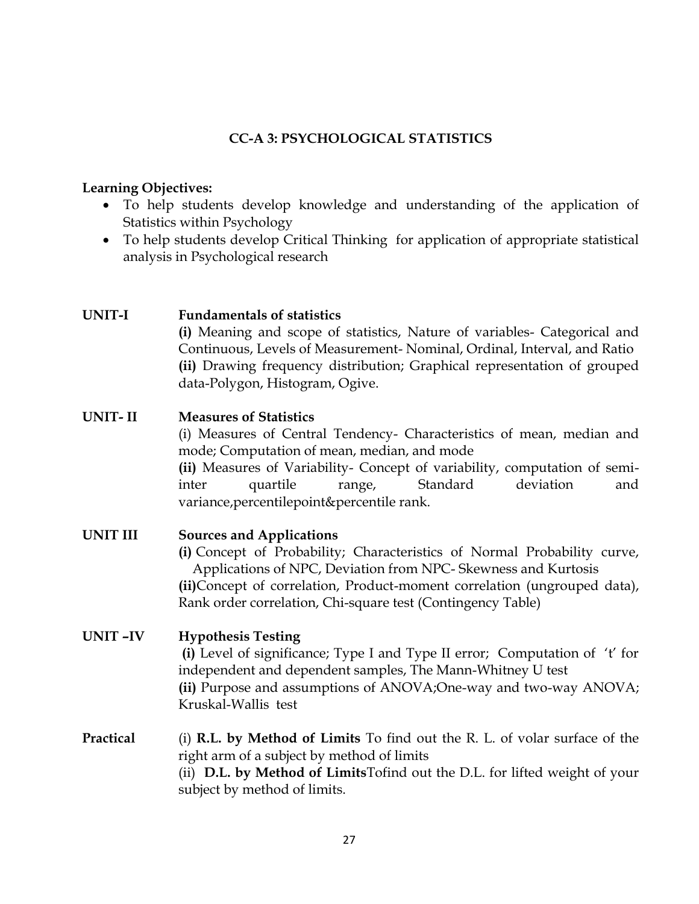## CC-A 3: PSYCHOLOGICAL STATISTICS

**Learning Objectives:**

- To help students develop knowledge and understanding of the application of Statistics within Psychology
- To help students develop Critical Thinking for application of appropriate statistical analysis in Psychological research

**UNIT-I** **Fundamentals of statistics**

**(i)** Meaning and scope of statistics, Nature of variables- Categorical and Continuous, Levels of Measurement- Nominal, Ordinal, Interval, and Ratio
**(ii)** Drawing frequency distribution; Graphical representation of grouped data-Polygon, Histogram, Ogive.

**UNIT- II** **Measures of Statistics**

(i) Measures of Central Tendency- Characteristics of mean, median and mode; Computation of mean, median, and mode
**(ii)** Measures of Variability- Concept of variability, computation of semi-inter quartile range, Standard deviation and variance,percentilepoint&percentile rank.

**UNIT III** **Sources and Applications**

**(i)** Concept of Probability; Characteristics of Normal Probability curve, Applications of NPC, Deviation from NPC- Skewness and Kurtosis
**(ii)**Concept of correlation, Product-moment correlation (ungrouped data), Rank order correlation, Chi-square test (Contingency Table)

**UNIT –IV** **Hypothesis Testing**

**(i)** Level of significance; Type I and Type II error; Computation of 't' for independent and dependent samples, The Mann-Whitney U test
**(ii)** Purpose and assumptions of ANOVA;One-way and two-way ANOVA; Kruskal-Wallis test

**Practical** (i) **R.L. by Method of Limits** To find out the R. L. of volar surface of the right arm of a subject by method of limits
(ii) **D.L. by Method of Limits**Tofind out the D.L. for lifted weight of your subject by method of limits.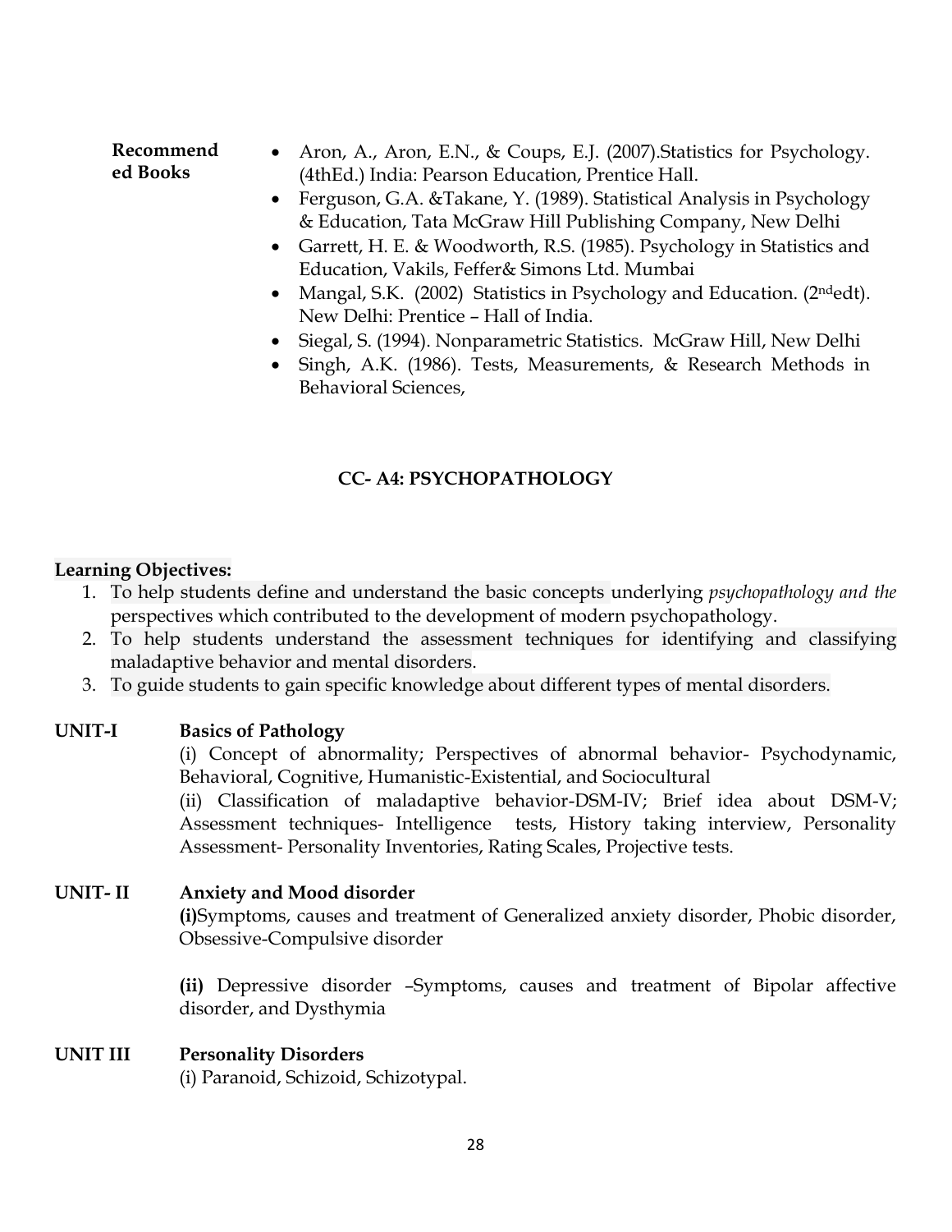**Recommended Books**

- Aron, A., Aron, E.N., & Coups, E.J. (2007).Statistics for Psychology. (4thEd.) India: Pearson Education, Prentice Hall.
- Ferguson, G.A. &Takane, Y. (1989). Statistical Analysis in Psychology & Education, Tata McGraw Hill Publishing Company, New Delhi
- Garrett, H. E. & Woodworth, R.S. (1985). Psychology in Statistics and Education, Vakils, Feffer& Simons Ltd. Mumbai
- Mangal, S.K. (2002) Statistics in Psychology and Education. (2ndedt). New Delhi: Prentice – Hall of India.
- Siegal, S. (1994). Nonparametric Statistics. McGraw Hill, New Delhi
- Singh, A.K. (1986). Tests, Measurements, & Research Methods in Behavioral Sciences,

## CC- A4: PSYCHOPATHOLOGY

**Learning Objectives:**

1. To help students define and understand the basic concepts underlying *psychopathology and the* perspectives which contributed to the development of modern psychopathology.
2. To help students understand the assessment techniques for identifying and classifying maladaptive behavior and mental disorders.
3. To guide students to gain specific knowledge about different types of mental disorders.

**UNIT-I** **Basics of Pathology**

(i) Concept of abnormality; Perspectives of abnormal behavior- Psychodynamic, Behavioral, Cognitive, Humanistic-Existential, and Sociocultural

(ii) Classification of maladaptive behavior-DSM-IV; Brief idea about DSM-V; Assessment techniques- Intelligence tests, History taking interview, Personality Assessment- Personality Inventories, Rating Scales, Projective tests.

**UNIT- II** **Anxiety and Mood disorder**

**(i)**Symptoms, causes and treatment of Generalized anxiety disorder, Phobic disorder, Obsessive-Compulsive disorder

**(ii)** Depressive disorder –Symptoms, causes and treatment of Bipolar affective disorder, and Dysthymia

**UNIT III** **Personality Disorders**

(i) Paranoid, Schizoid, Schizotypal.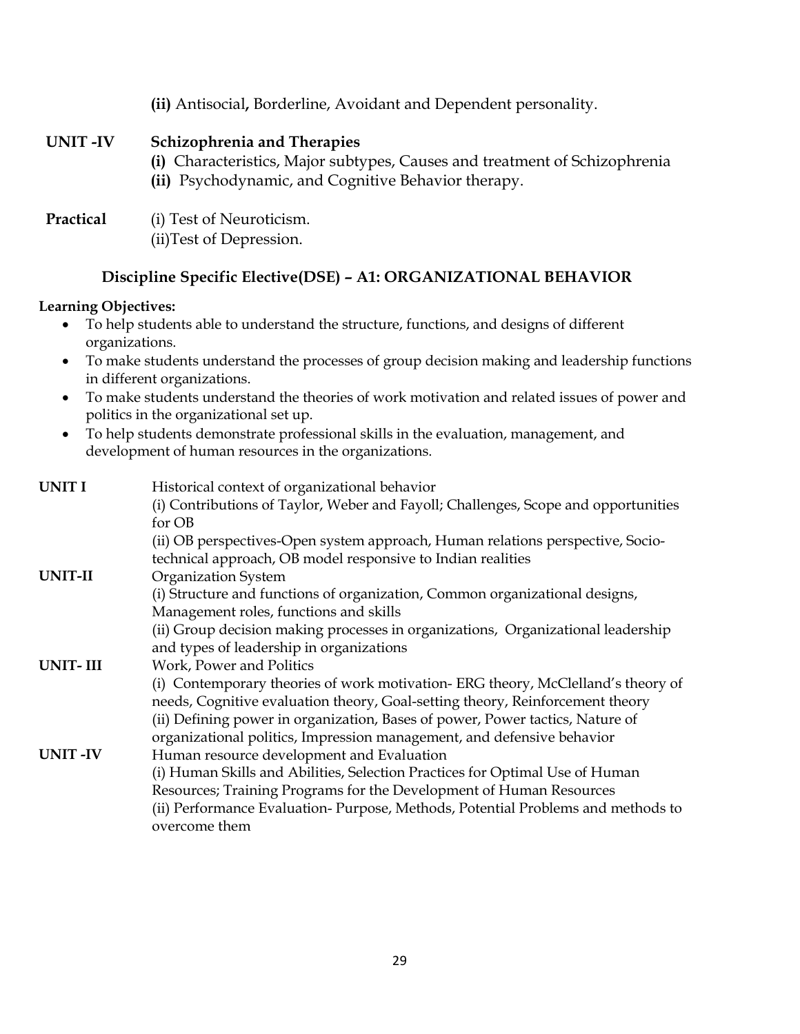**(ii)** Antisocial**,** Borderline, Avoidant and Dependent personality.

**UNIT -IV** **Schizophrenia and Therapies**

**(i)** Characteristics, Major subtypes, Causes and treatment of Schizophrenia

**(ii)** Psychodynamic, and Cognitive Behavior therapy.

**Practical** (i) Test of Neuroticism.

(ii)Test of Depression.

## Discipline Specific Elective(DSE) – A1: ORGANIZATIONAL BEHAVIOR

**Learning Objectives:**

- To help students able to understand the structure, functions, and designs of different organizations.
- To make students understand the processes of group decision making and leadership functions in different organizations.
- To make students understand the theories of work motivation and related issues of power and politics in the organizational set up.
- To help students demonstrate professional skills in the evaluation, management, and development of human resources in the organizations.

**UNIT I** Historical context of organizational behavior

(i) Contributions of Taylor, Weber and Fayoll; Challenges, Scope and opportunities for OB

(ii) OB perspectives-Open system approach, Human relations perspective, Socio-technical approach, OB model responsive to Indian realities

**UNIT-II** Organization System

(i) Structure and functions of organization, Common organizational designs, Management roles, functions and skills

(ii) Group decision making processes in organizations, Organizational leadership and types of leadership in organizations

**UNIT- III** Work, Power and Politics

(i) Contemporary theories of work motivation- ERG theory, McClelland's theory of needs, Cognitive evaluation theory, Goal-setting theory, Reinforcement theory

(ii) Defining power in organization, Bases of power, Power tactics, Nature of organizational politics, Impression management, and defensive behavior

**UNIT -IV** Human resource development and Evaluation

(i) Human Skills and Abilities, Selection Practices for Optimal Use of Human Resources; Training Programs for the Development of Human Resources

(ii) Performance Evaluation- Purpose, Methods, Potential Problems and methods to overcome them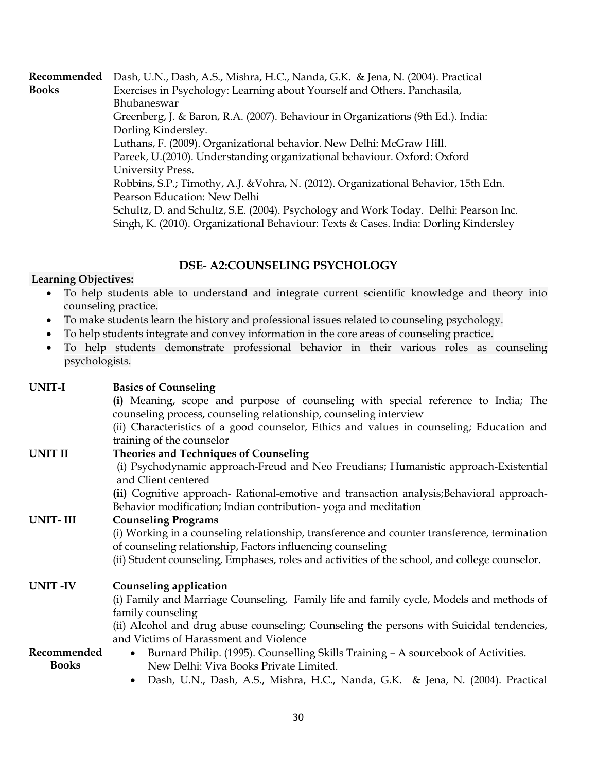**Recommended Books**

Dash, U.N., Dash, A.S., Mishra, H.C., Nanda, G.K. & Jena, N. (2004). Practical Exercises in Psychology: Learning about Yourself and Others. Panchasila, Bhubaneswar

Greenberg, J. & Baron, R.A. (2007). Behaviour in Organizations (9th Ed.). India: Dorling Kindersley.

Luthans, F. (2009). Organizational behavior. New Delhi: McGraw Hill.

Pareek, U.(2010). Understanding organizational behaviour. Oxford: Oxford University Press.

Robbins, S.P.; Timothy, A.J. &Vohra, N. (2012). Organizational Behavior, 15th Edn. Pearson Education: New Delhi

Schultz, D. and Schultz, S.E. (2004). Psychology and Work Today. Delhi: Pearson Inc.

Singh, K. (2010). Organizational Behaviour: Texts & Cases. India: Dorling Kindersley

## DSE- A2:COUNSELING PSYCHOLOGY

**Learning Objectives:**

- To help students able to understand and integrate current scientific knowledge and theory into counseling practice.
- To make students learn the history and professional issues related to counseling psychology.
- To help students integrate and convey information in the core areas of counseling practice.
- To help students demonstrate professional behavior in their various roles as counseling psychologists.

**UNIT-I** **Basics of Counseling**

**(i)** Meaning, scope and purpose of counseling with special reference to India; The counseling process, counseling relationship, counseling interview

(ii) Characteristics of a good counselor, Ethics and values in counseling; Education and training of the counselor

**UNIT II** **Theories and Techniques of Counseling**

(i) Psychodynamic approach-Freud and Neo Freudians; Humanistic approach-Existential and Client centered

**(ii)** Cognitive approach- Rational-emotive and transaction analysis;Behavioral approach-Behavior modification; Indian contribution- yoga and meditation

**UNIT- III** **Counseling Programs**

(i) Working in a counseling relationship, transference and counter transference, termination of counseling relationship, Factors influencing counseling

(ii) Student counseling, Emphases, roles and activities of the school, and college counselor.

**UNIT -IV** **Counseling application**

(i) Family and Marriage Counseling, Family life and family cycle, Models and methods of family counseling

(ii) Alcohol and drug abuse counseling; Counseling the persons with Suicidal tendencies, and Victims of Harassment and Violence

**Recommended Books**

- Burnard Philip. (1995). Counselling Skills Training – A sourcebook of Activities. New Delhi: Viva Books Private Limited.
- Dash, U.N., Dash, A.S., Mishra, H.C., Nanda, G.K. & Jena, N. (2004). Practical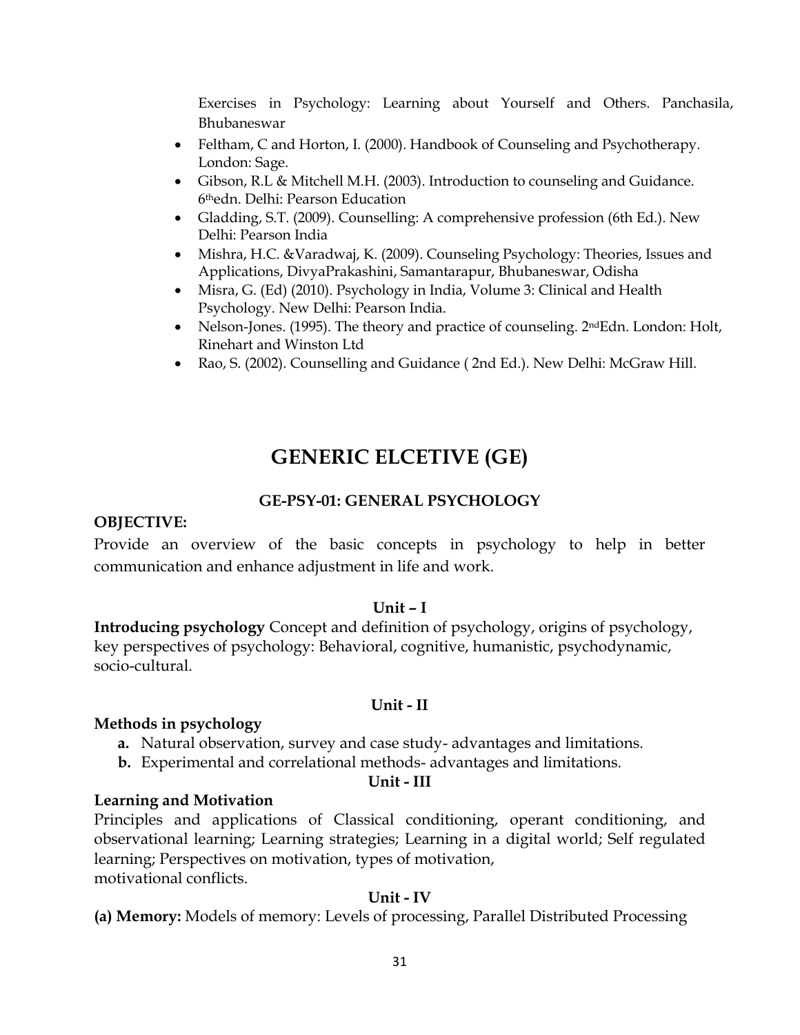Exercises in Psychology: Learning about Yourself and Others. Panchasila, Bhubaneswar

- Feltham, C and Horton, I. (2000). Handbook of Counseling and Psychotherapy. London: Sage.
- Gibson, R.L & Mitchell M.H. (2003). Introduction to counseling and Guidance. 6thedn. Delhi: Pearson Education
- Gladding, S.T. (2009). Counselling: A comprehensive profession (6th Ed.). New Delhi: Pearson India
- Mishra, H.C. &Varadwaj, K. (2009). Counseling Psychology: Theories, Issues and Applications, DivyaPrakashini, Samantarapur, Bhubaneswar, Odisha
- Misra, G. (Ed) (2010). Psychology in India, Volume 3: Clinical and Health Psychology. New Delhi: Pearson India.
- Nelson-Jones. (1995). The theory and practice of counseling. 2ndEdn. London: Holt, Rinehart and Winston Ltd
- Rao, S. (2002). Counselling and Guidance ( 2nd Ed.). New Delhi: McGraw Hill.

# GENERIC ELCETIVE (GE)

## GE-PSY-01: GENERAL PSYCHOLOGY

**OBJECTIVE:**

Provide an overview of the basic concepts in psychology to help in better communication and enhance adjustment in life and work.

**Unit – I**

**Introducing psychology** Concept and definition of psychology, origins of psychology, key perspectives of psychology: Behavioral, cognitive, humanistic, psychodynamic, socio-cultural.

**Unit - II**

**Methods in psychology**

- **a.** Natural observation, survey and case study- advantages and limitations.
- **b.** Experimental and correlational methods- advantages and limitations.

**Unit - III**

**Learning and Motivation**

Principles and applications of Classical conditioning, operant conditioning, and observational learning; Learning strategies; Learning in a digital world; Self regulated learning; Perspectives on motivation, types of motivation,
motivational conflicts.

**Unit - IV**

**(a) Memory:** Models of memory: Levels of processing, Parallel Distributed Processing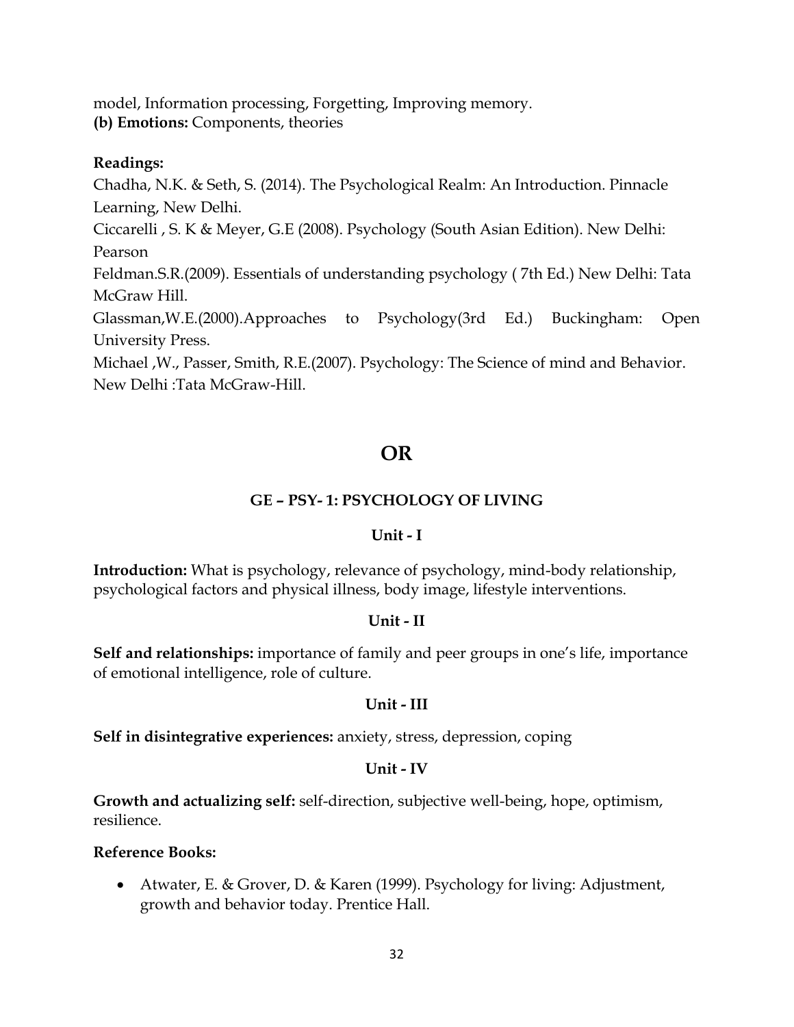model, Information processing, Forgetting, Improving memory.
**(b) Emotions:** Components, theories

**Readings:**

Chadha, N.K. & Seth, S. (2014). The Psychological Realm: An Introduction. Pinnacle Learning, New Delhi.

Ciccarelli , S. K & Meyer, G.E (2008). Psychology (South Asian Edition). New Delhi: Pearson

Feldman.S.R.(2009). Essentials of understanding psychology ( 7th Ed.) New Delhi: Tata McGraw Hill.

Glassman,W.E.(2000).Approaches to Psychology(3rd Ed.) Buckingham: Open University Press.

Michael ,W., Passer, Smith, R.E.(2007). Psychology: The Science of mind and Behavior. New Delhi :Tata McGraw-Hill.

# OR

## GE – PSY- 1: PSYCHOLOGY OF LIVING

### Unit - I

**Introduction:** What is psychology, relevance of psychology, mind-body relationship, psychological factors and physical illness, body image, lifestyle interventions.

### Unit - II

**Self and relationships:** importance of family and peer groups in one's life, importance of emotional intelligence, role of culture.

### Unit - III

**Self in disintegrative experiences:** anxiety, stress, depression, coping

### Unit - IV

**Growth and actualizing self:** self-direction, subjective well-being, hope, optimism, resilience.

**Reference Books:**

- Atwater, E. & Grover, D. & Karen (1999). Psychology for living: Adjustment, growth and behavior today. Prentice Hall.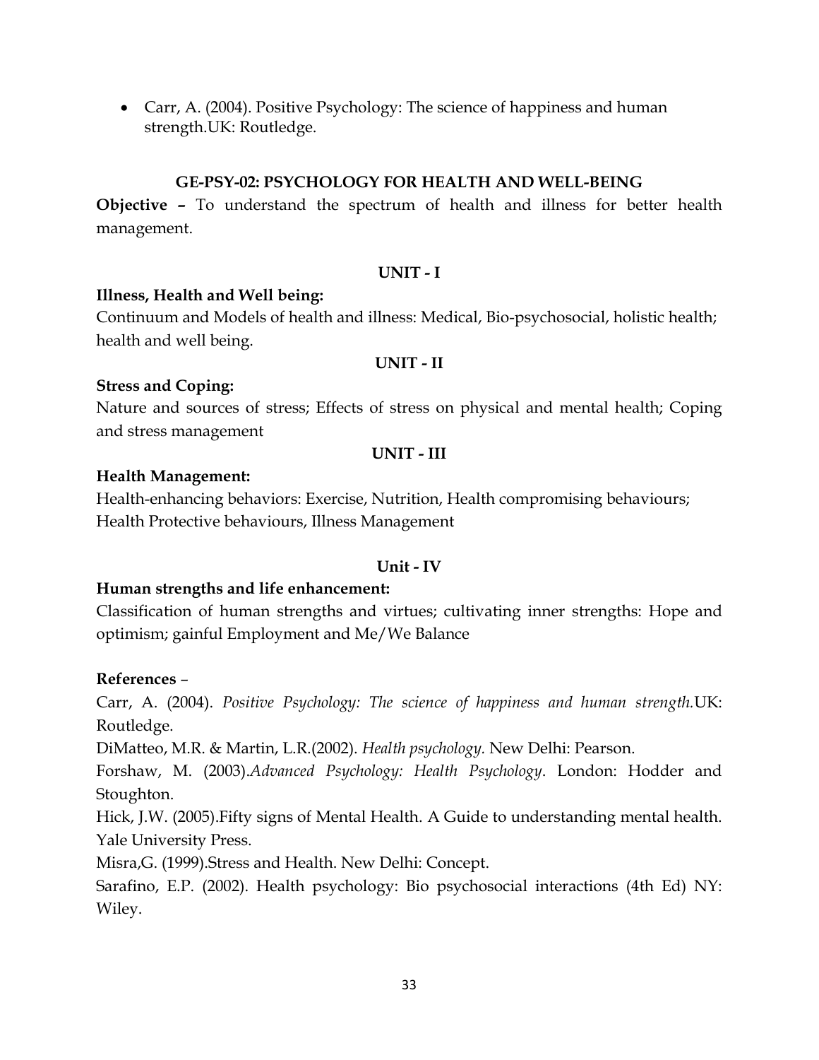- Carr, A. (2004). Positive Psychology: The science of happiness and human strength.UK: Routledge.

## GE-PSY-02: PSYCHOLOGY FOR HEALTH AND WELL-BEING

**Objective –** To understand the spectrum of health and illness for better health management.

### UNIT - I

**Illness, Health and Well being:**

Continuum and Models of health and illness: Medical, Bio-psychosocial, holistic health; health and well being.

### UNIT - II

**Stress and Coping:**

Nature and sources of stress; Effects of stress on physical and mental health; Coping and stress management

### UNIT - III

**Health Management:**

Health-enhancing behaviors: Exercise, Nutrition, Health compromising behaviours; Health Protective behaviours, Illness Management

### Unit - IV

**Human strengths and life enhancement:**

Classification of human strengths and virtues; cultivating inner strengths: Hope and optimism; gainful Employment and Me/We Balance

**References** –

Carr, A. (2004). *Positive Psychology: The science of happiness and human strength.*UK: Routledge.

DiMatteo, M.R. & Martin, L.R.(2002). *Health psychology.* New Delhi: Pearson.

Forshaw, M. (2003).*Advanced Psychology: Health Psychology*. London: Hodder and Stoughton.

Hick, J.W. (2005).Fifty signs of Mental Health. A Guide to understanding mental health. Yale University Press.

Misra,G. (1999).Stress and Health. New Delhi: Concept.

Sarafino, E.P. (2002). Health psychology: Bio psychosocial interactions (4th Ed) NY: Wiley.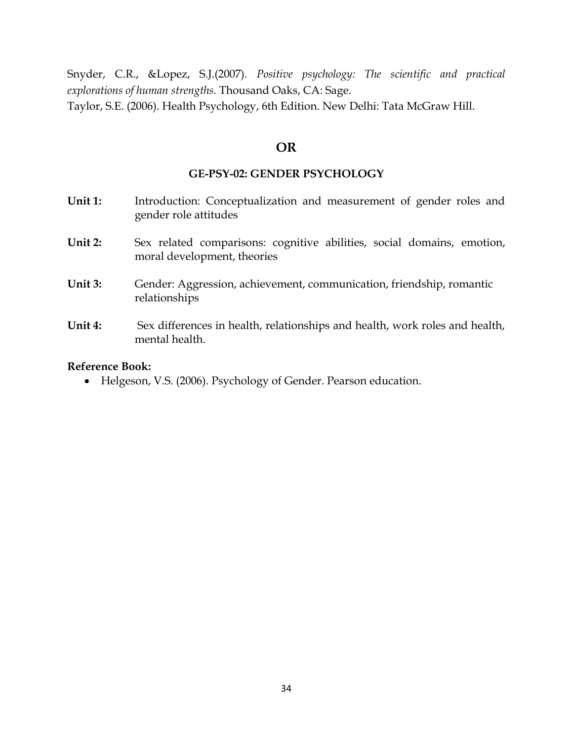Snyder, C.R., &Lopez, S.J.(2007). *Positive psychology: The scientific and practical explorations of human strengths.* Thousand Oaks, CA: Sage.
Taylor, S.E. (2006). Health Psychology, 6th Edition. New Delhi: Tata McGraw Hill.

## OR

### GE-PSY-02: GENDER PSYCHOLOGY

**Unit 1:** Introduction: Conceptualization and measurement of gender roles and gender role attitudes

**Unit 2:** Sex related comparisons: cognitive abilities, social domains, emotion, moral development, theories

**Unit 3:** Gender: Aggression, achievement, communication, friendship, romantic relationships

**Unit 4:** Sex differences in health, relationships and health, work roles and health, mental health.

**Reference Book:**

- Helgeson, V.S. (2006). Psychology of Gender. Pearson education.